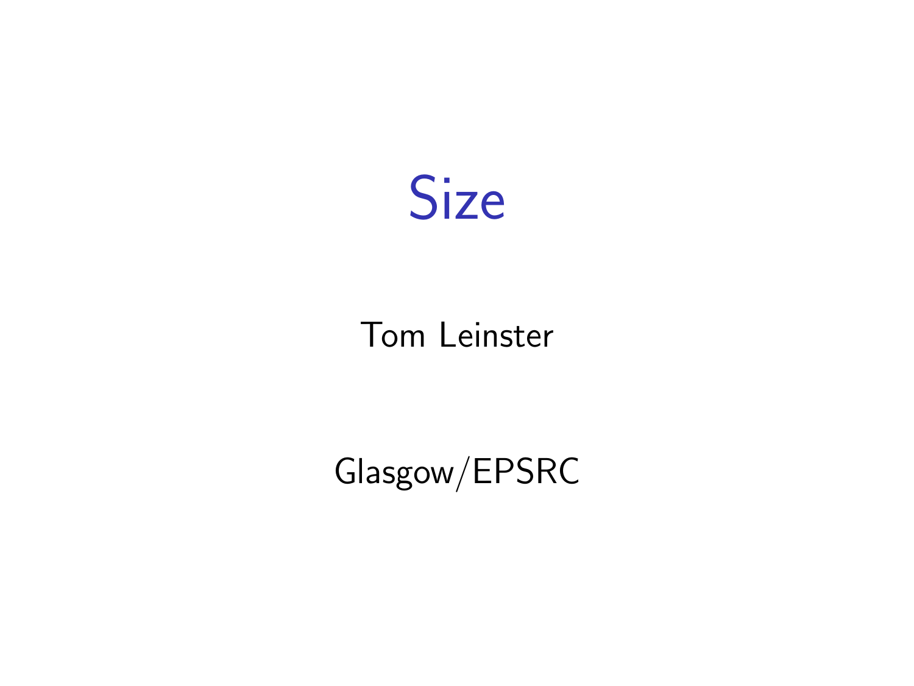# Size

Tom Leinster

Glasgow/EPSRC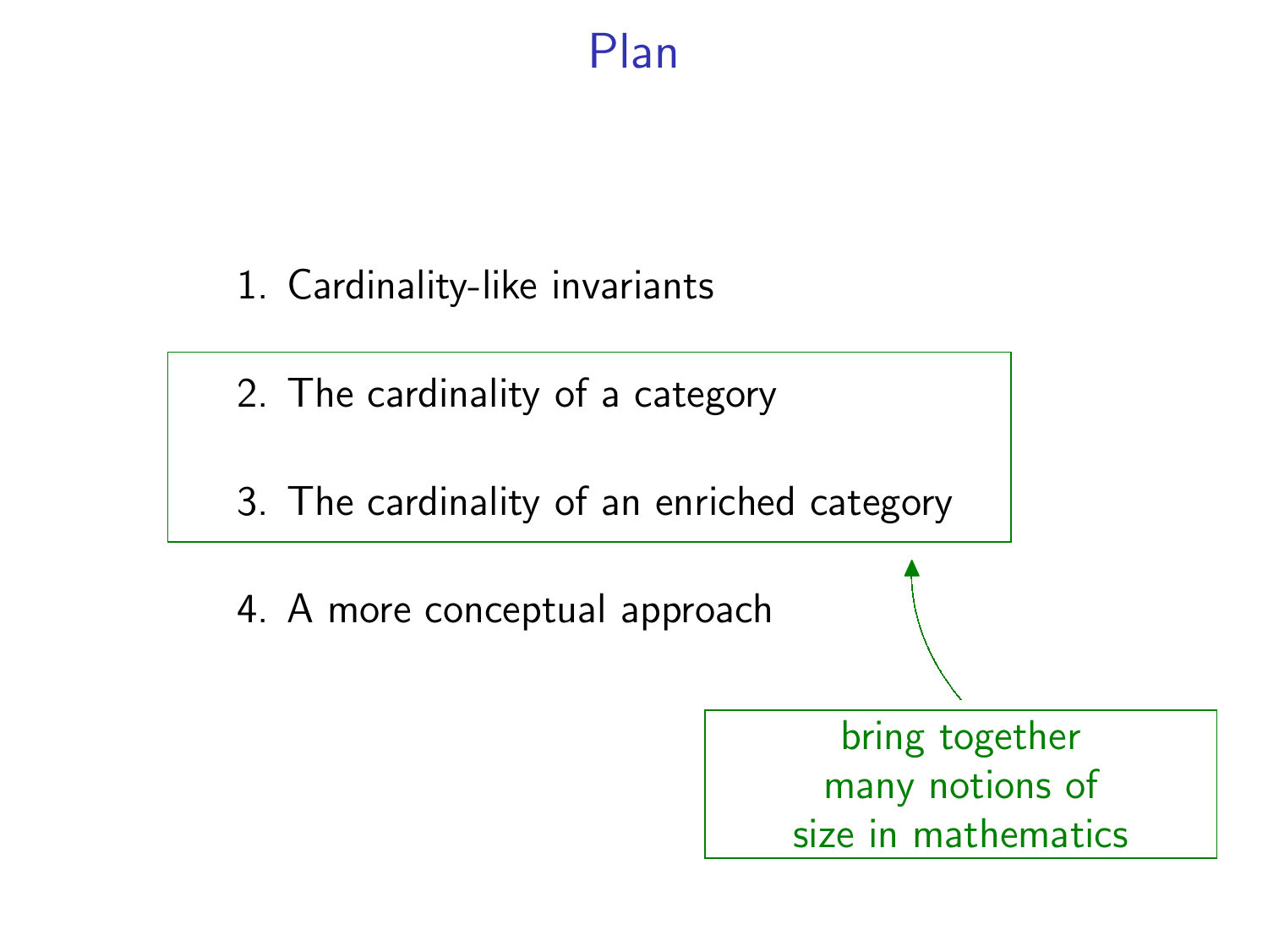# Plan

1. Cardinality-like invariants

2. The cardinality of a category

3. The cardinality of an enriched category

4. A more conceptual approach

bring together many notions of size in mathematics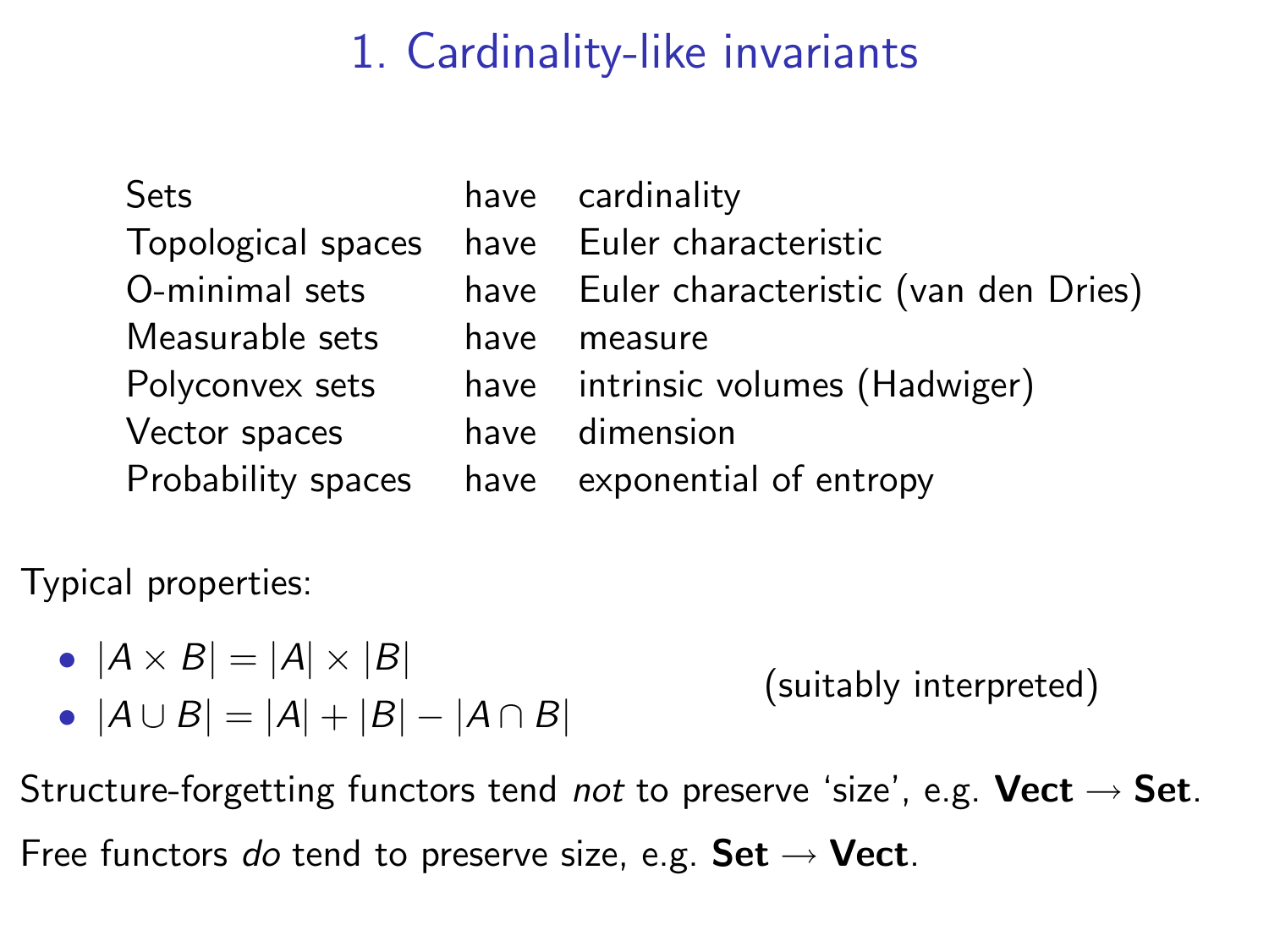# 1. Cardinality-like invariants

| | | |
|---|---|---|
| Sets | have | cardinality |
| Topological spaces | have | Euler characteristic |
| O-minimal sets | have | Euler characteristic (van den Dries) |
| Measurable sets | have | measure |
| Polyconvex sets | have | intrinsic volumes (Hadwiger) |
| Vector spaces | have | dimension |
| Probability spaces | have | exponential of entropy |

Typical properties:

- $|A \times B| = |A| \times |B|$
- $|A \cup B| = |A| + |B| - |A \cap B|$

(suitably interpreted)

Structure-forgetting functors tend *not* to preserve 'size', e.g. **Vect** $\to$ **Set**.

Free functors *do* tend to preserve size, e.g. **Set** $\to$ **Vect**.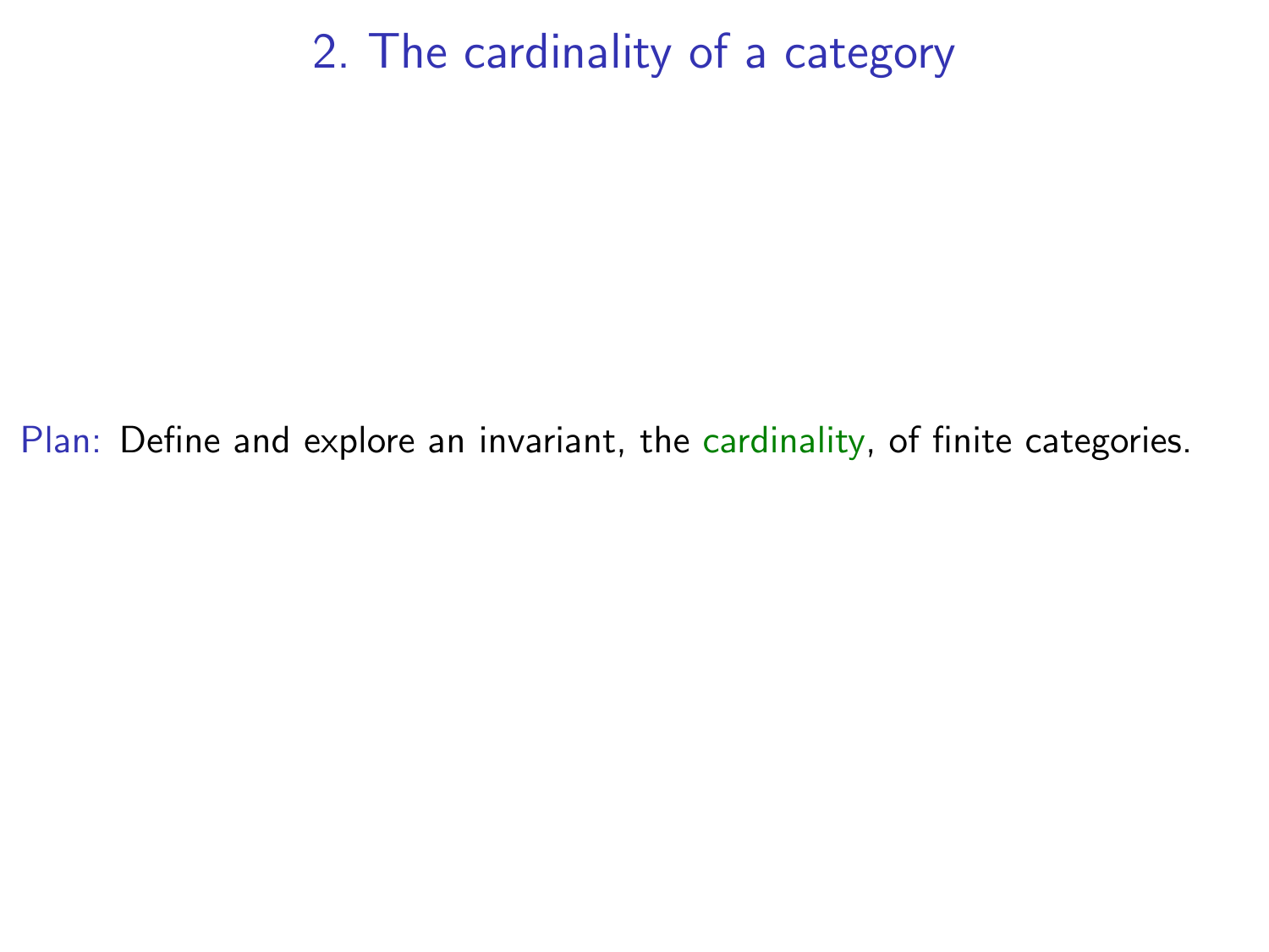# 2. The cardinality of a category

Plan: Define and explore an invariant, the cardinality, of finite categories.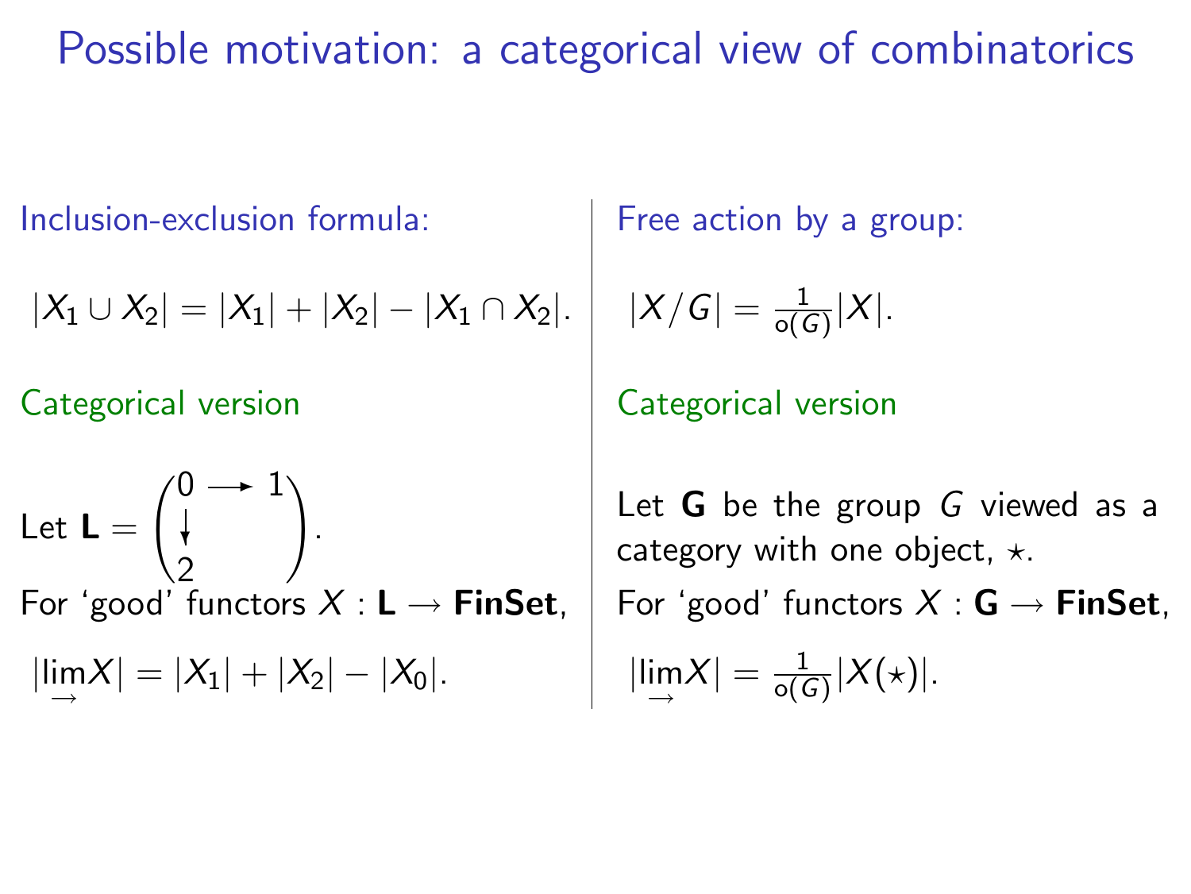# Possible motivation: a categorical view of combinatorics

**Inclusion-exclusion formula:**

$$|X_1 \cup X_2| = |X_1| + |X_2| - |X_1 \cap X_2|.$$

**Categorical version**

Let $\mathbf{L} = \begin{pmatrix} 0 & \longrightarrow & 1 \\ \downarrow & & \\ 2 & & \end{pmatrix}$.

For 'good' functors $X : \mathbf{L} \to \mathbf{FinSet}$,

$$|\varinjlim X| = |X_1| + |X_2| - |X_0|.$$

**Free action by a group:**

$$|X/G| = \frac{1}{\mathrm{o}(G)}|X|.$$

**Categorical version**

Let $\mathbf{G}$ be the group $G$ viewed as a category with one object, $\star$.

For 'good' functors $X : \mathbf{G} \to \mathbf{FinSet}$,

$$|\varinjlim X| = \frac{1}{\mathrm{o}(G)}|X(\star)|.$$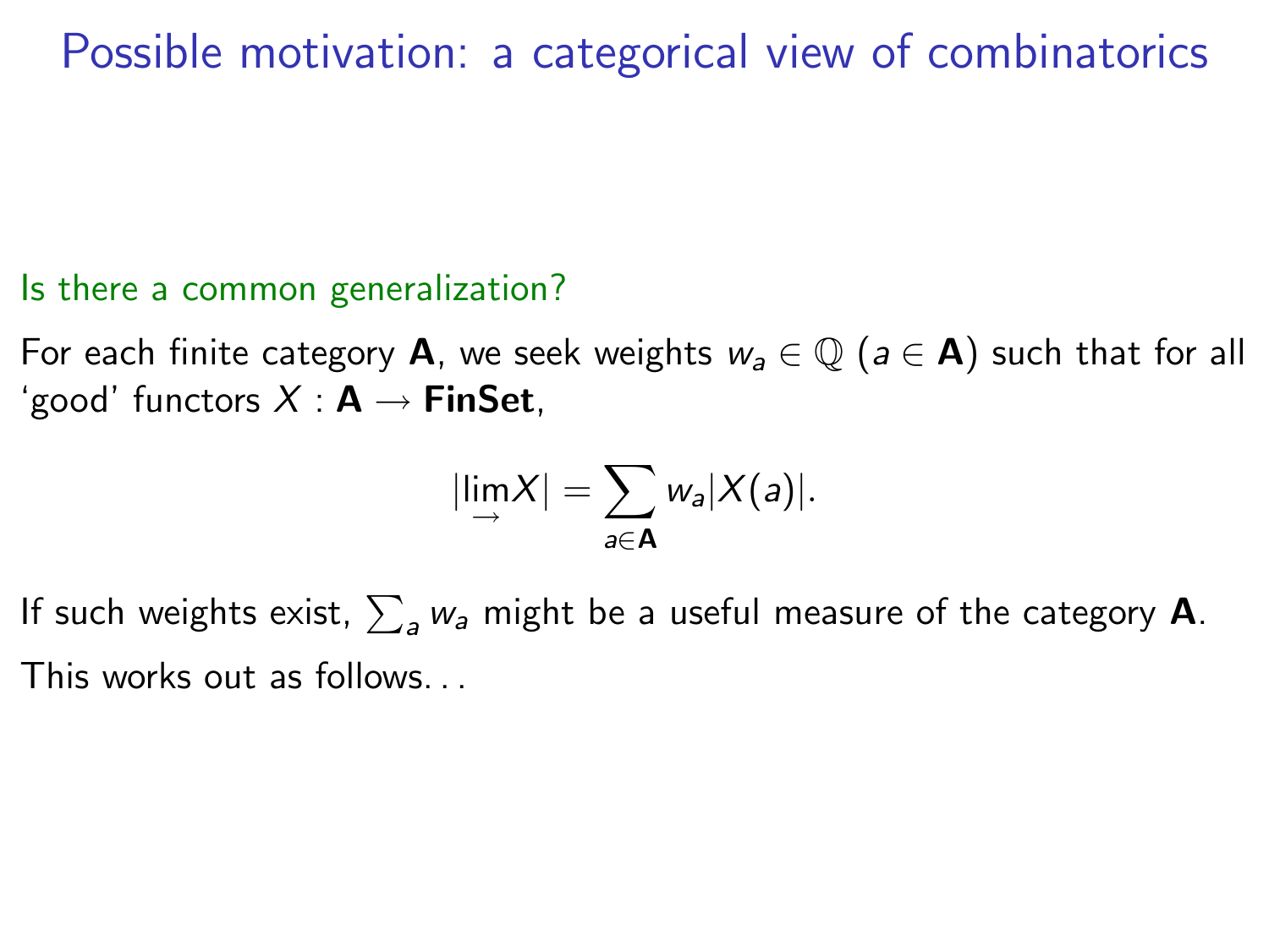# Possible motivation: a categorical view of combinatorics

Is there a common generalization?

For each finite category **A**, we seek weights $w_a \in \mathbb{Q}$ ($a \in \mathbf{A}$) such that for all 'good' functors $X : \mathbf{A} \to \mathbf{FinSet}$,

$$|\varinjlim X| = \sum_{a \in \mathbf{A}} w_a |X(a)|.$$

If such weights exist, $\sum_a w_a$ might be a useful measure of the category **A**.

This works out as follows. . .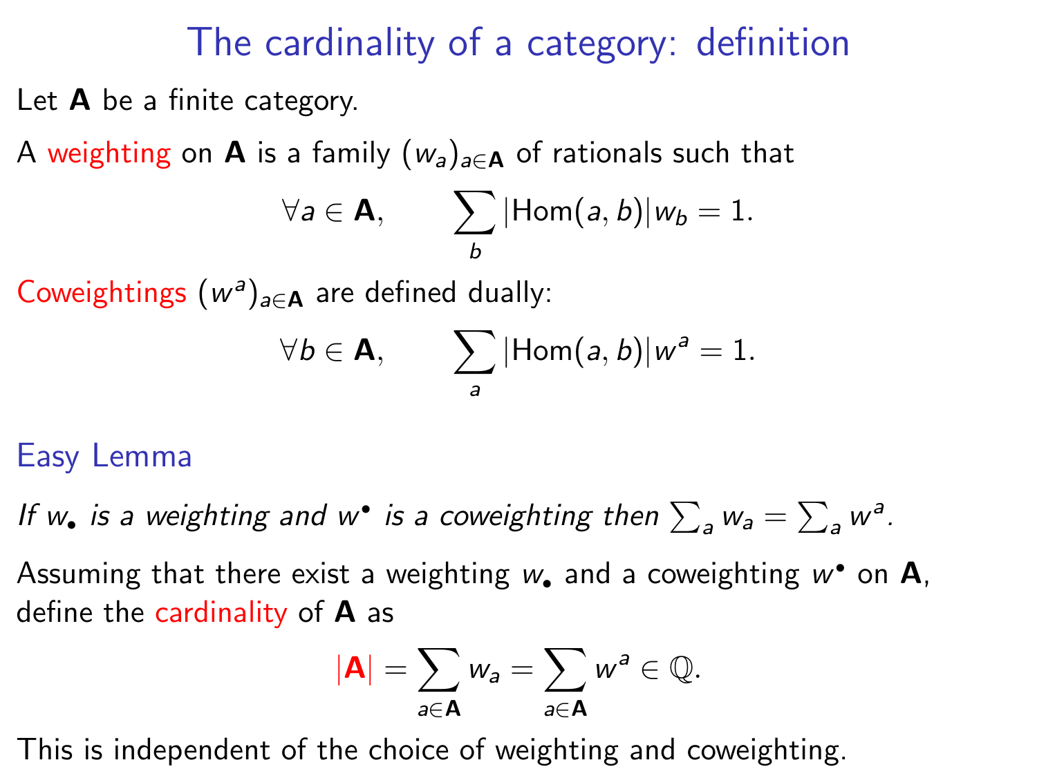# The cardinality of a category: definition

Let $\mathbf{A}$ be a finite category.

A weighting on $\mathbf{A}$ is a family $(w_a)_{a \in \mathbf{A}}$ of rationals such that

$$\forall a \in \mathbf{A}, \qquad \sum_b |\mathrm{Hom}(a, b)| w_b = 1.$$

Coweightings $(w^a)_{a \in \mathbf{A}}$ are defined dually:

$$\forall b \in \mathbf{A}, \qquad \sum_a |\mathrm{Hom}(a, b)| w^a = 1.$$

## Easy Lemma

*If $w_\bullet$ is a weighting and $w^\bullet$ is a coweighting then $\sum_a w_a = \sum_a w^a$.*

Assuming that there exist a weighting $w_\bullet$ and a coweighting $w^\bullet$ on $\mathbf{A}$, define the cardinality of $\mathbf{A}$ as

$$|\mathbf{A}| = \sum_{a \in \mathbf{A}} w_a = \sum_{a \in \mathbf{A}} w^a \in \mathbb{Q}.$$

This is independent of the choice of weighting and coweighting.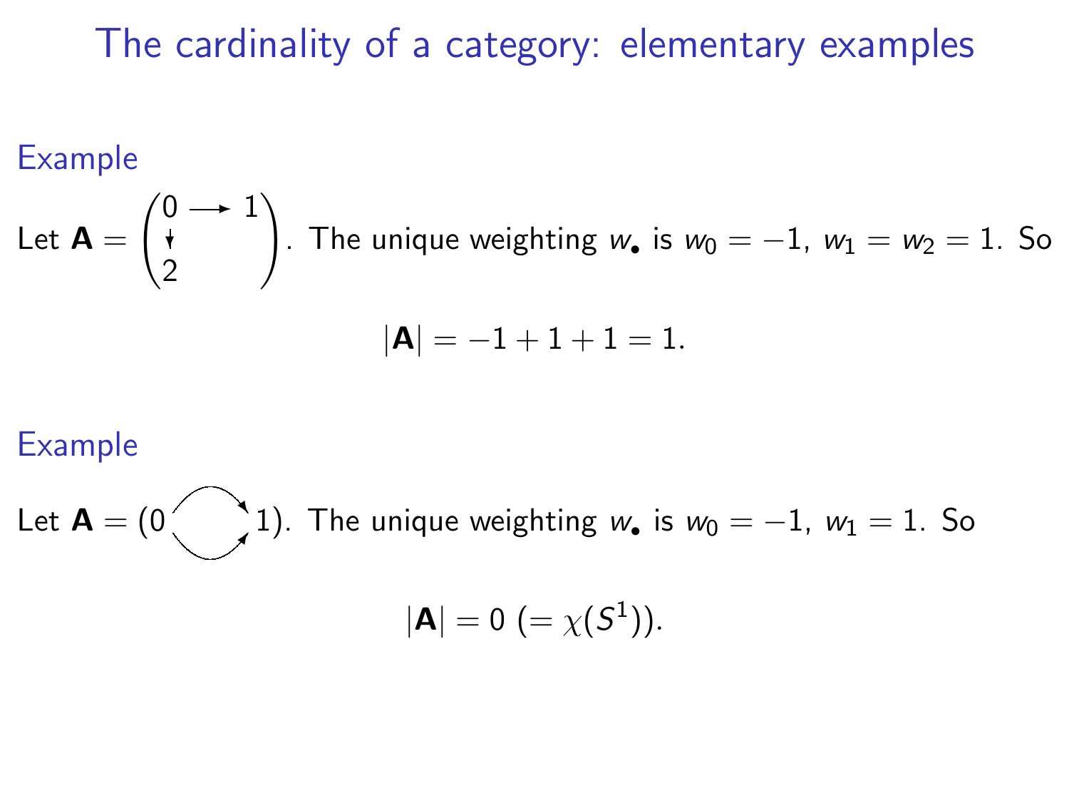# The cardinality of a category: elementary examples

### Example

Let $\mathbf{A} = \begin{pmatrix} 0 & \longrightarrow & 1 \\ \downarrow & & \\ 2 & & \end{pmatrix}$. The unique weighting $w_\bullet$ is $w_0 = -1$, $w_1 = w_2 = 1$. So

$$|\mathbf{A}| = -1 + 1 + 1 = 1.$$

### Example

Let $\mathbf{A} = (0 \rightrightarrows 1)$. The unique weighting $w_\bullet$ is $w_0 = -1$, $w_1 = 1$. So

$$|\mathbf{A}| = 0 \ (= \chi(S^1)).$$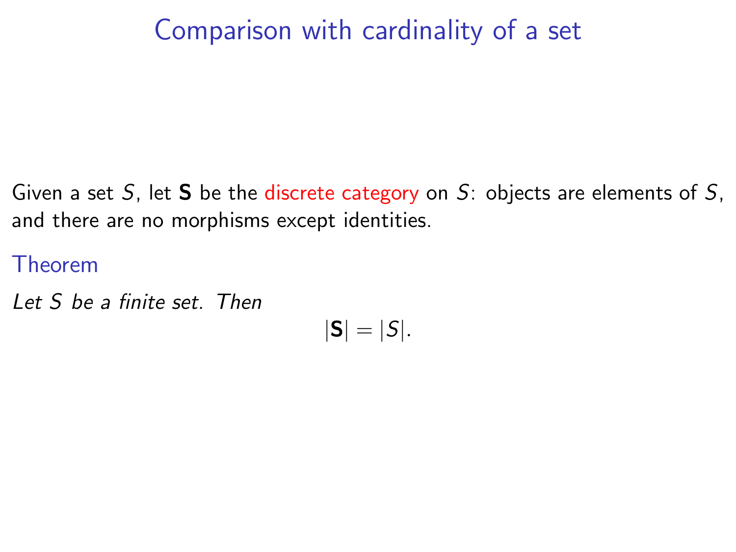# Comparison with cardinality of a set

Given a set $S$, let $\mathbf{S}$ be the discrete category on $S$: objects are elements of $S$, and there are no morphisms except identities.

**Theorem**

*Let $S$ be a finite set. Then*

$$|\mathbf{S}| = |S|.$$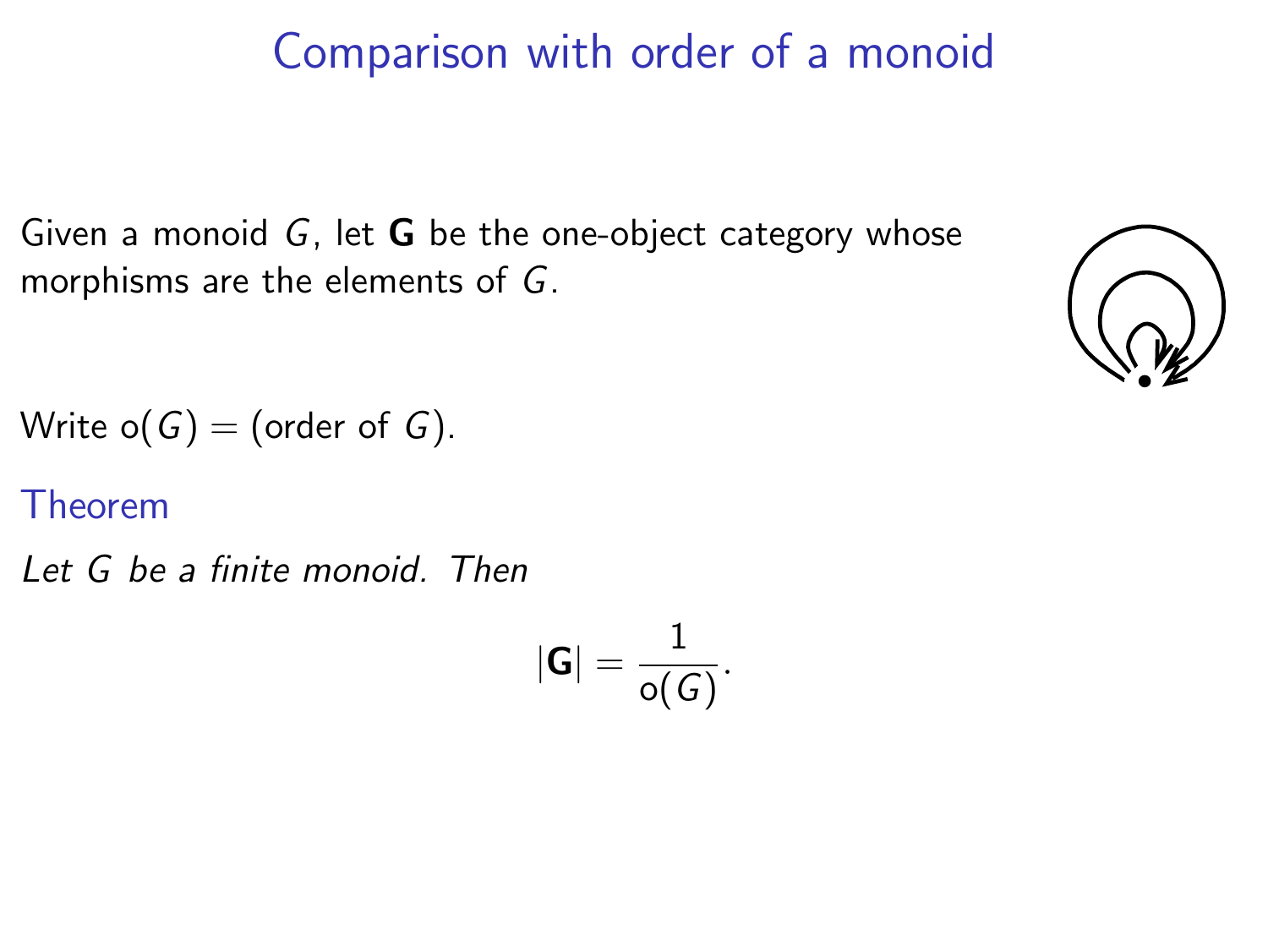# Comparison with order of a monoid

Given a monoid $G$, let $\mathbf{G}$ be the one-object category whose morphisms are the elements of $G$.

Write $\mathrm{o}(G) = (\text{order of } G)$.

### Theorem

*Let $G$ be a finite monoid. Then*

$$|\mathbf{G}| = \frac{1}{\mathrm{o}(G)}.$$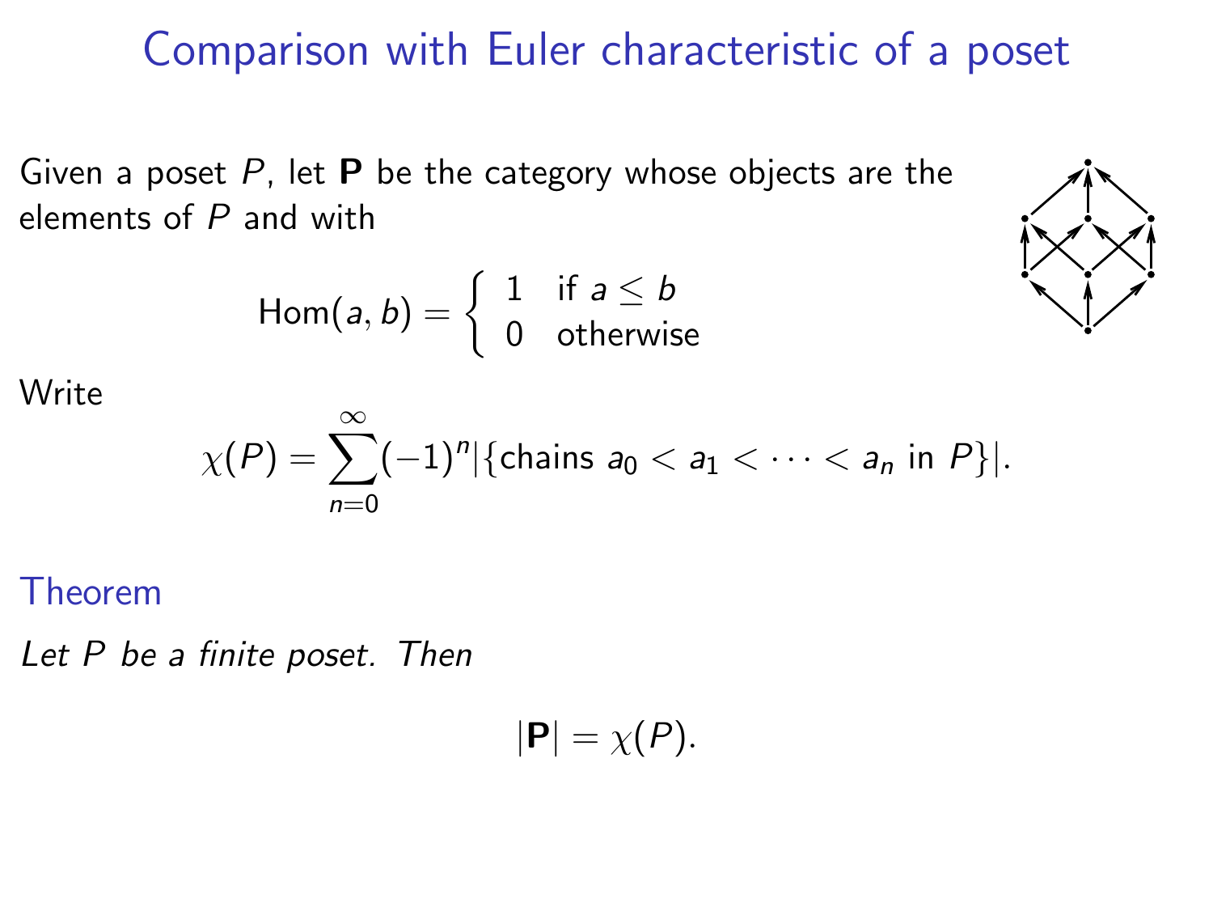# Comparison with Euler characteristic of a poset

Given a poset $P$, let $\mathbf{P}$ be the category whose objects are the elements of $P$ and with

$$\text{Hom}(a, b) = \begin{cases} 1 & \text{if } a \leq b \\ 0 & \text{otherwise} \end{cases}$$

Write

$$\chi(P) = \sum_{n=0}^{\infty} (-1)^n |\{\text{chains } a_0 < a_1 < \cdots < a_n \text{ in } P\}|.$$

## Theorem

*Let $P$ be a finite poset. Then*

$$|\mathbf{P}| = \chi(P).$$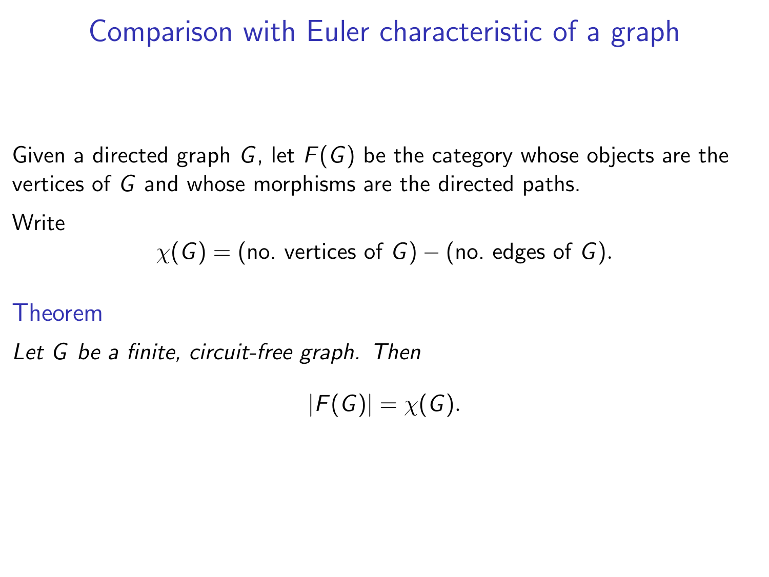# Comparison with Euler characteristic of a graph

Given a directed graph $G$, let $F(G)$ be the category whose objects are the vertices of $G$ and whose morphisms are the directed paths.

Write

$$\chi(G) = (\text{no. vertices of } G) - (\text{no. edges of } G).$$

## Theorem

*Let $G$ be a finite, circuit-free graph. Then*

$$|F(G)| = \chi(G).$$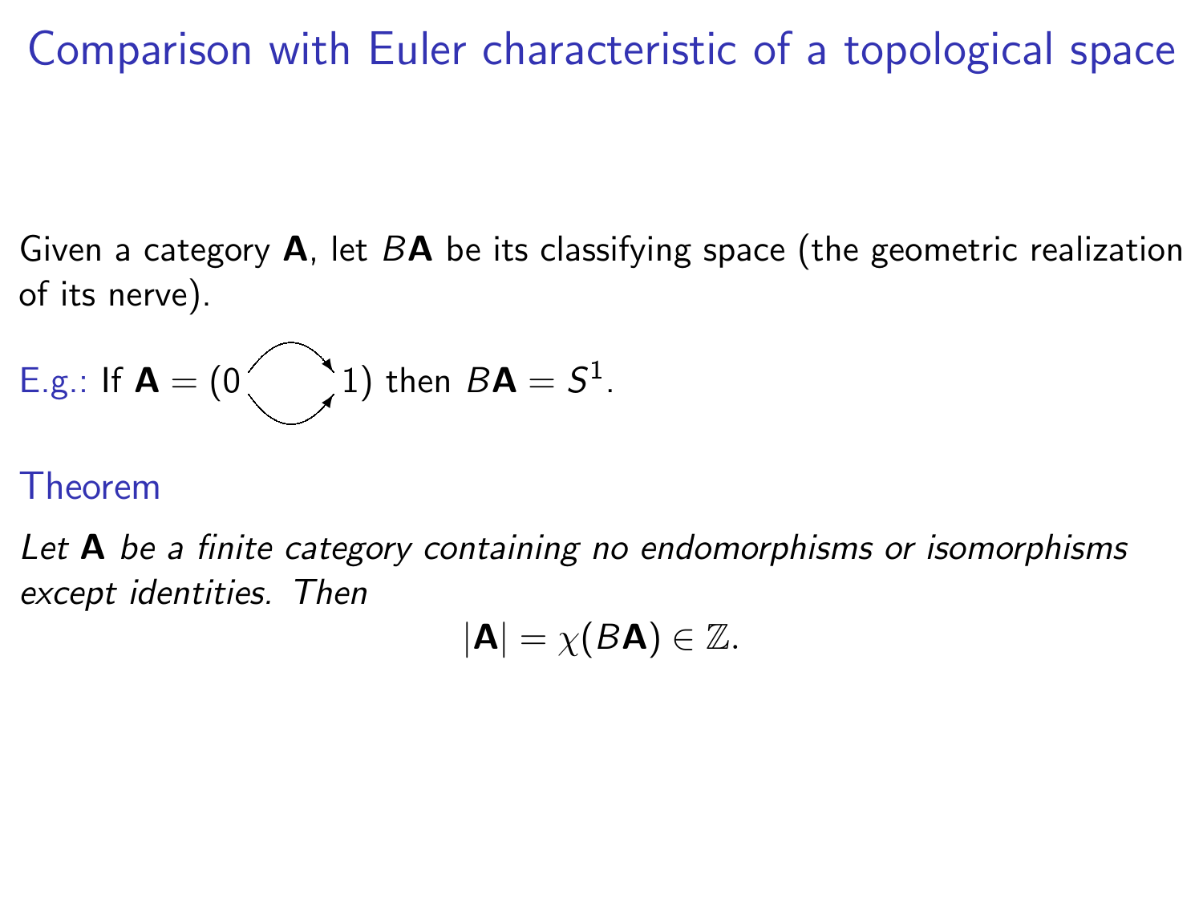# Comparison with Euler characteristic of a topological space

Given a category $\mathbf{A}$, let $B\mathbf{A}$ be its classifying space (the geometric realization of its nerve).

E.g.: If $\mathbf{A} = (0 \rightrightarrows 1)$ then $B\mathbf{A} = S^1$.

**Theorem**

*Let $\mathbf{A}$ be a finite category containing no endomorphisms or isomorphisms except identities. Then*

$$|\mathbf{A}| = \chi(B\mathbf{A}) \in \mathbb{Z}.$$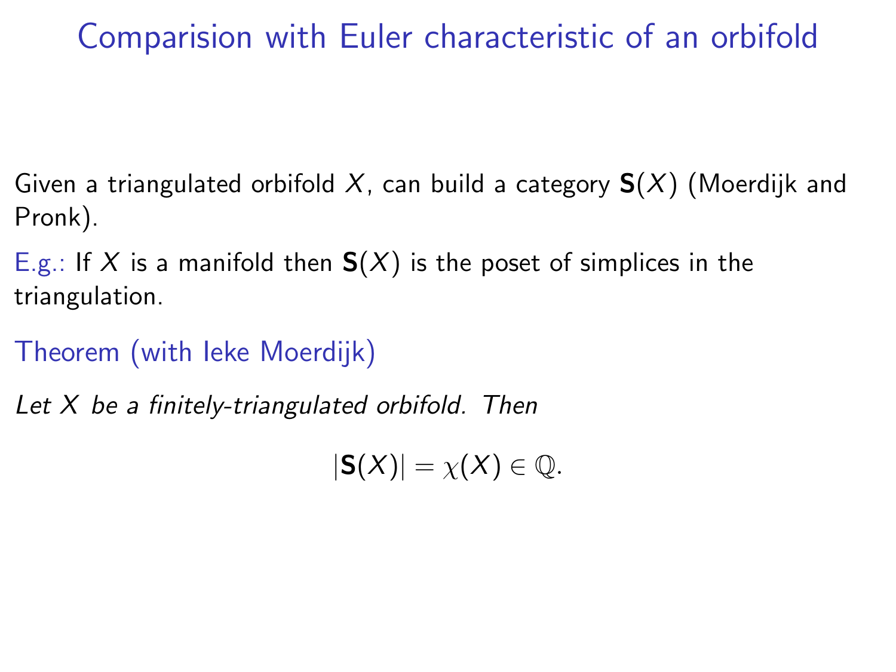# Comparision with Euler characteristic of an orbifold

Given a triangulated orbifold $X$, can build a category $\mathbf{S}(X)$ (Moerdijk and Pronk).

E.g.: If $X$ is a manifold then $\mathbf{S}(X)$ is the poset of simplices in the triangulation.

Theorem (with Ieke Moerdijk)

*Let $X$ be a finitely-triangulated orbifold. Then*

$$|\mathbf{S}(X)| = \chi(X) \in \mathbb{Q}.$$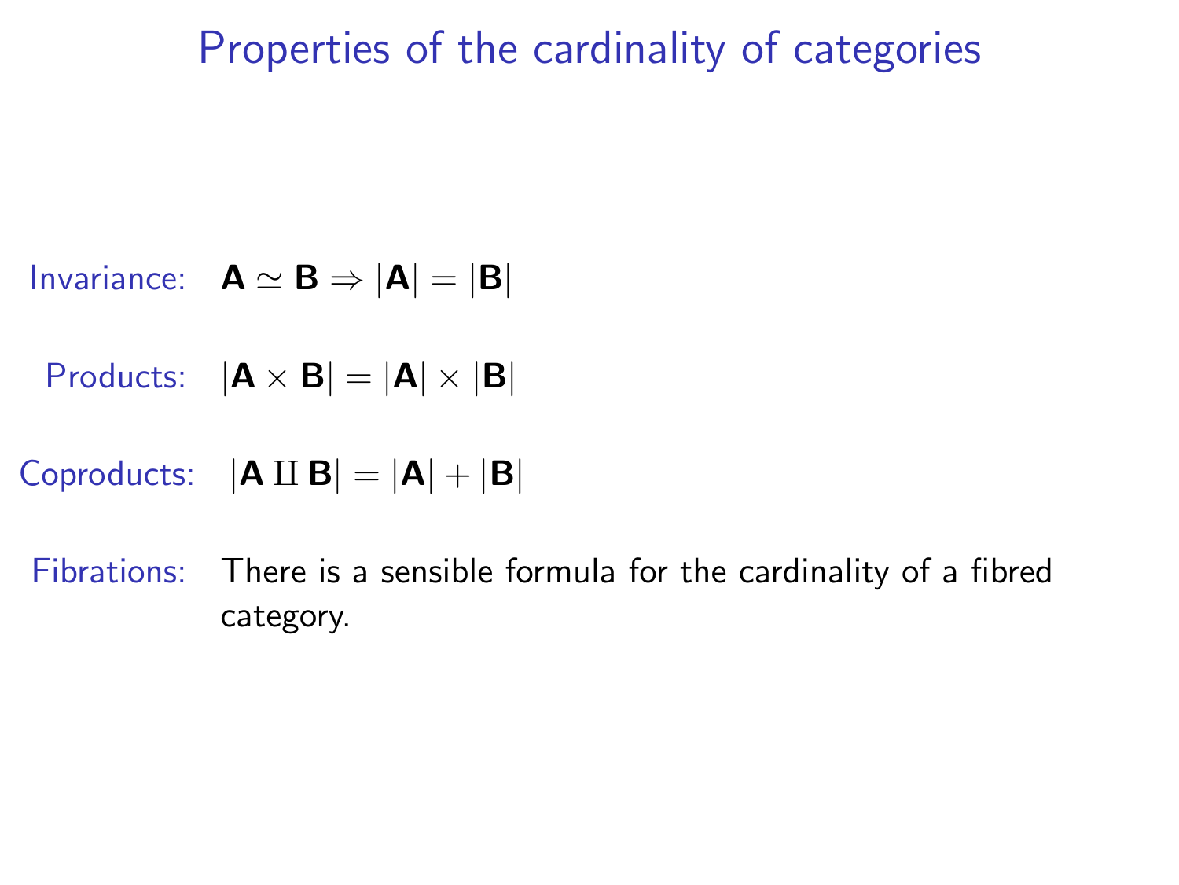# Properties of the cardinality of categories

Invariance: $\mathbf{A} \simeq \mathbf{B} \Rightarrow |\mathbf{A}| = |\mathbf{B}|$

Products: $|\mathbf{A} \times \mathbf{B}| = |\mathbf{A}| \times |\mathbf{B}|$

Coproducts: $|\mathbf{A} \amalg \mathbf{B}| = |\mathbf{A}| + |\mathbf{B}|$

Fibrations: There is a sensible formula for the cardinality of a fibred category.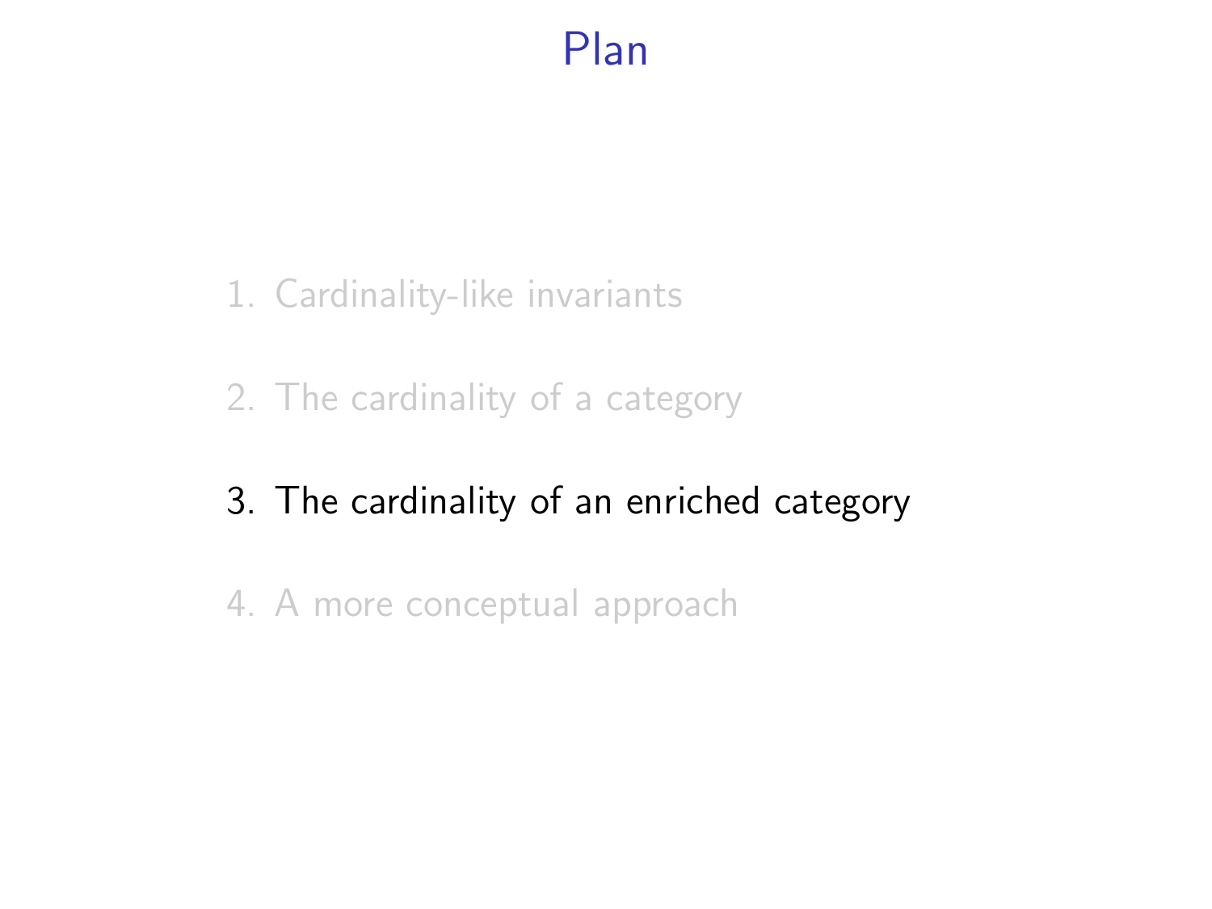# Plan

1. Cardinality-like invariants
2. The cardinality of a category
3. The cardinality of an enriched category
4. A more conceptual approach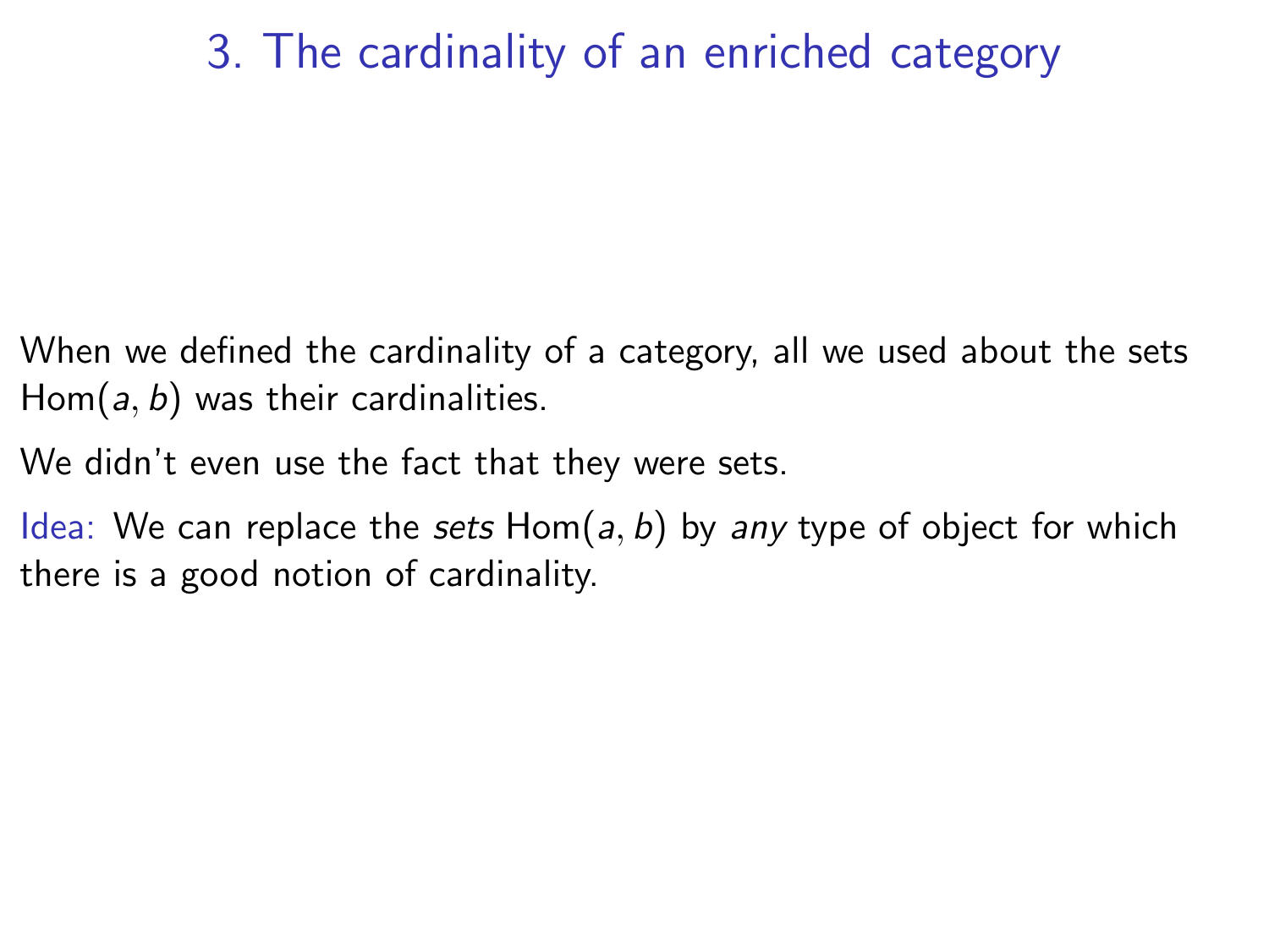# 3. The cardinality of an enriched category

When we defined the cardinality of a category, all we used about the sets $\mathrm{Hom}(a, b)$ was their cardinalities.

We didn't even use the fact that they were sets.

Idea: We can replace the *sets* $\mathrm{Hom}(a, b)$ by *any* type of object for which there is a good notion of cardinality.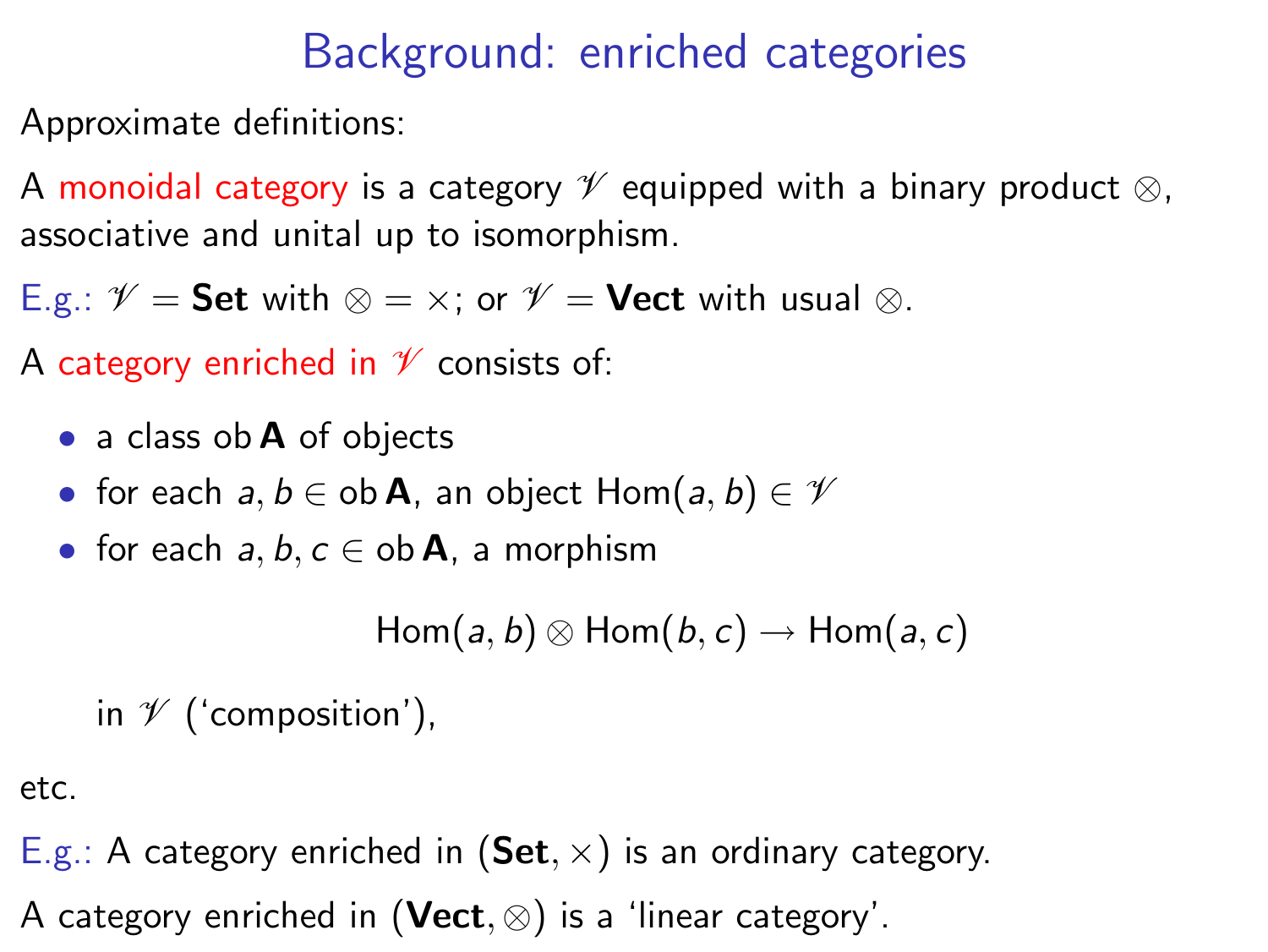# Background: enriched categories

Approximate definitions:

A monoidal category is a category $\mathscr{V}$ equipped with a binary product $\otimes$, associative and unital up to isomorphism.

E.g.: $\mathscr{V} = \mathbf{Set}$ with $\otimes = \times$; or $\mathscr{V} = \mathbf{Vect}$ with usual $\otimes$.

A category enriched in $\mathscr{V}$ consists of:

- a class $\mathrm{ob}\,\mathbf{A}$ of objects
- for each $a, b \in \mathrm{ob}\,\mathbf{A}$, an object $\mathrm{Hom}(a, b) \in \mathscr{V}$
- for each $a, b, c \in \mathrm{ob}\,\mathbf{A}$, a morphism

  $$\mathrm{Hom}(a, b) \otimes \mathrm{Hom}(b, c) \to \mathrm{Hom}(a, c)$$

  in $\mathscr{V}$ ('composition'),

etc.

E.g.: A category enriched in $(\mathbf{Set}, \times)$ is an ordinary category.

A category enriched in $(\mathbf{Vect}, \otimes)$ is a 'linear category'.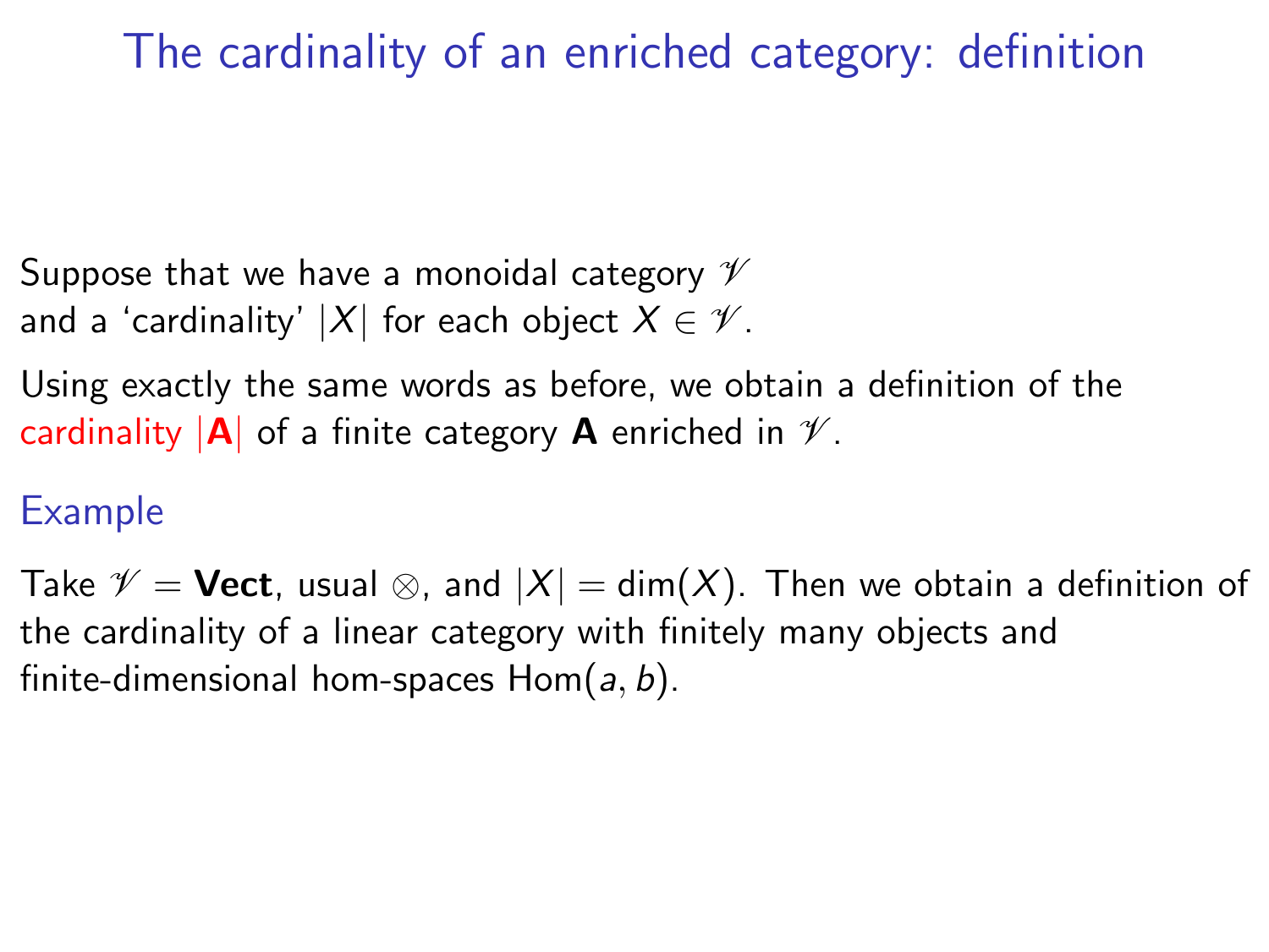# The cardinality of an enriched category: definition

Suppose that we have a monoidal category $\mathscr{V}$ and a 'cardinality' $|X|$ for each object $X \in \mathscr{V}$.

Using exactly the same words as before, we obtain a definition of the cardinality $|\mathbf{A}|$ of a finite category $\mathbf{A}$ enriched in $\mathscr{V}$.

## Example

Take $\mathscr{V} = \mathbf{Vect}$, usual $\otimes$, and $|X| = \dim(X)$. Then we obtain a definition of the cardinality of a linear category with finitely many objects and finite-dimensional hom-spaces $\mathrm{Hom}(a, b)$.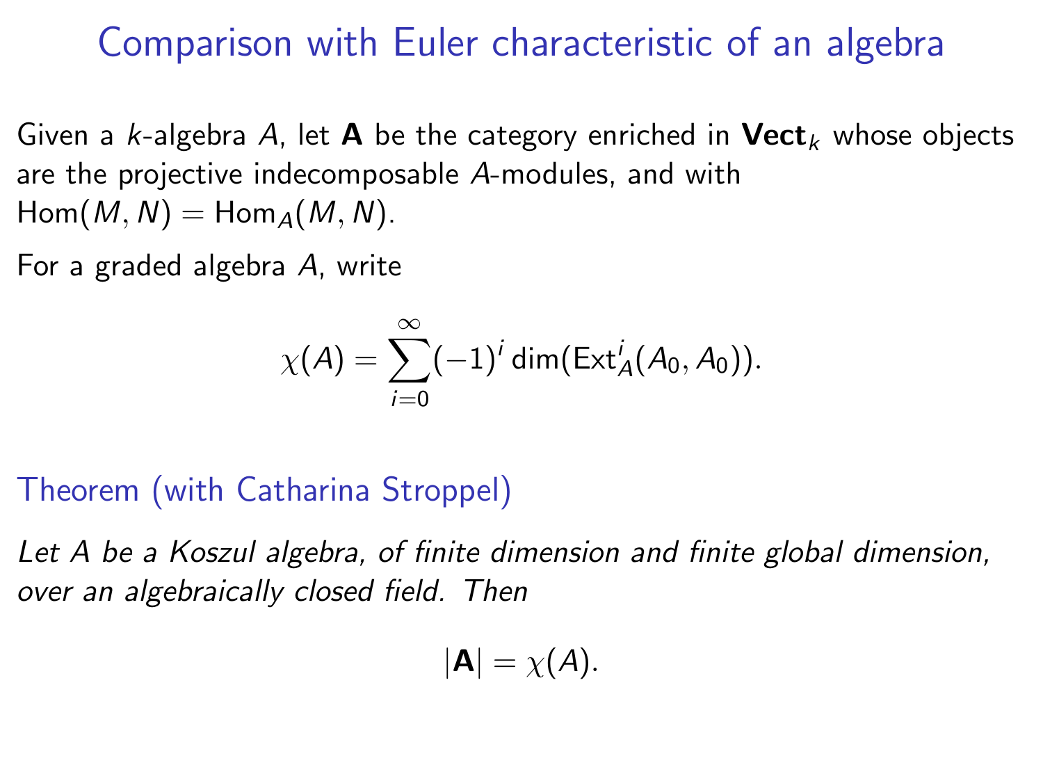# Comparison with Euler characteristic of an algebra

Given a $k$-algebra $A$, let $\mathbf{A}$ be the category enriched in $\mathbf{Vect}_k$ whose objects are the projective indecomposable $A$-modules, and with $\mathrm{Hom}(M, N) = \mathrm{Hom}_A(M, N)$.

For a graded algebra $A$, write

$$\chi(A) = \sum_{i=0}^{\infty} (-1)^i \dim(\mathrm{Ext}_A^i(A_0, A_0)).$$

## Theorem (with Catharina Stroppel)

*Let $A$ be a Koszul algebra, of finite dimension and finite global dimension, over an algebraically closed field. Then*

$$|\mathbf{A}| = \chi(A).$$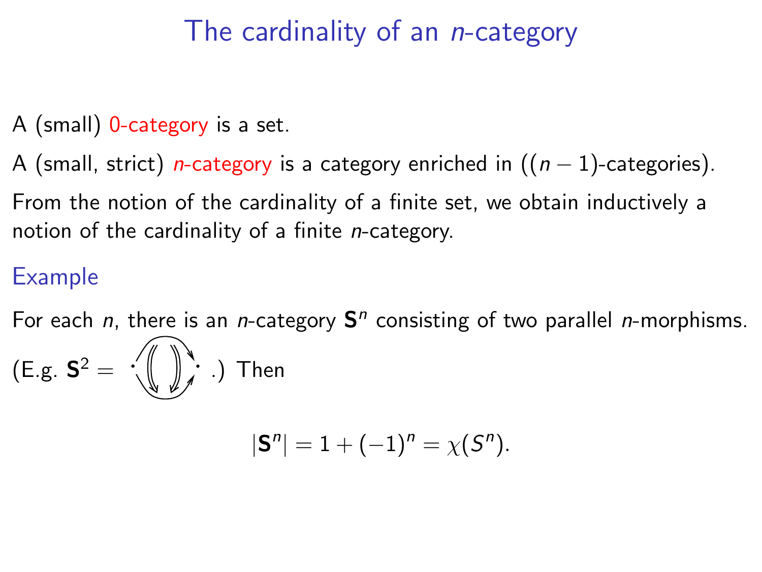# The cardinality of an $n$-category

A (small) 0-category is a set.

A (small, strict) $n$-category is a category enriched in (($n-1$)-categories).

From the notion of the cardinality of a finite set, we obtain inductively a notion of the cardinality of a finite $n$-category.

## Example

For each $n$, there is an $n$-category $\mathbf{S}^n$ consisting of two parallel $n$-morphisms.

(E.g. $\mathbf{S}^2 = \cdot \Downarrow\Downarrow \cdot$ .) Then

$$|\mathbf{S}^n| = 1 + (-1)^n = \chi(S^n).$$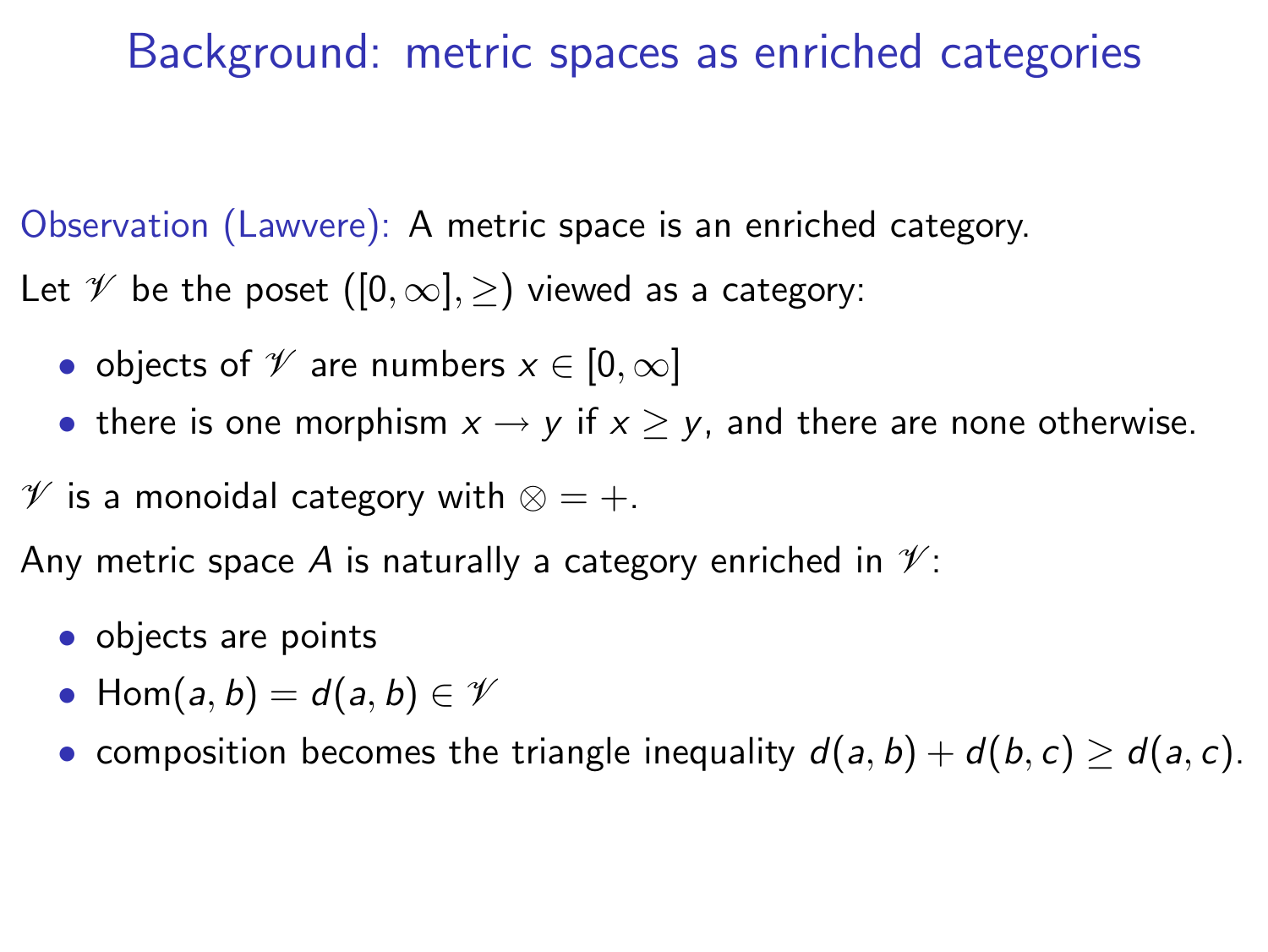# Background: metric spaces as enriched categories

Observation (Lawvere): A metric space is an enriched category.

Let $\mathscr{V}$ be the poset $([0, \infty], \geq)$ viewed as a category:

- objects of $\mathscr{V}$ are numbers $x \in [0, \infty]$
- there is one morphism $x \to y$ if $x \geq y$, and there are none otherwise.

$\mathscr{V}$ is a monoidal category with $\otimes = +$.

Any metric space $A$ is naturally a category enriched in $\mathscr{V}$:

- objects are points
- $\text{Hom}(a, b) = d(a, b) \in \mathscr{V}$
- composition becomes the triangle inequality $d(a, b) + d(b, c) \geq d(a, c)$.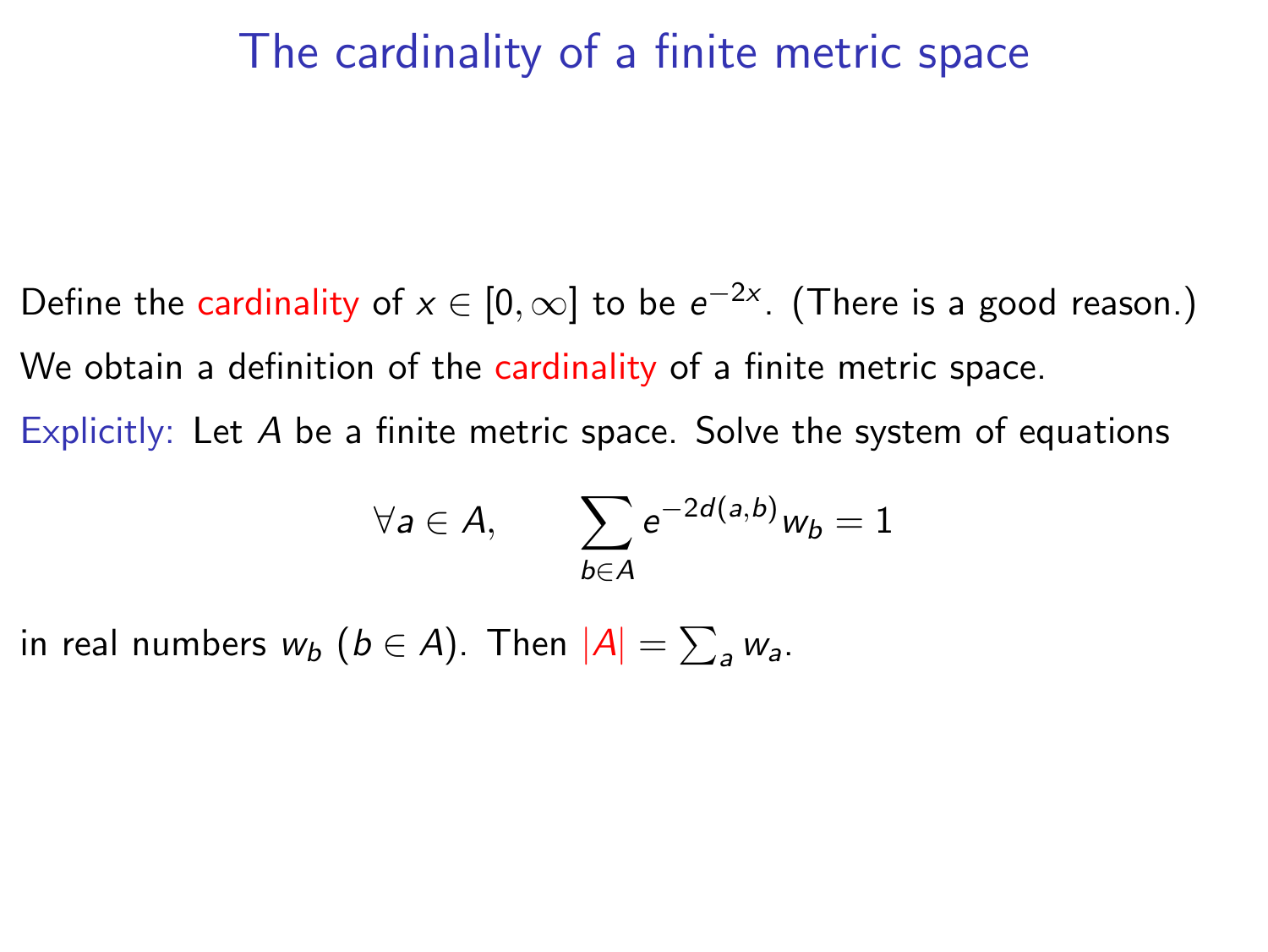# The cardinality of a finite metric space

Define the cardinality of $x \in [0, \infty]$ to be $e^{-2x}$. (There is a good reason.)

We obtain a definition of the cardinality of a finite metric space.

Explicitly: Let $A$ be a finite metric space. Solve the system of equations

$$\forall a \in A, \qquad \sum_{b \in A} e^{-2d(a,b)} w_b = 1$$

in real numbers $w_b$ ($b \in A$). Then $|A| = \sum_a w_a$.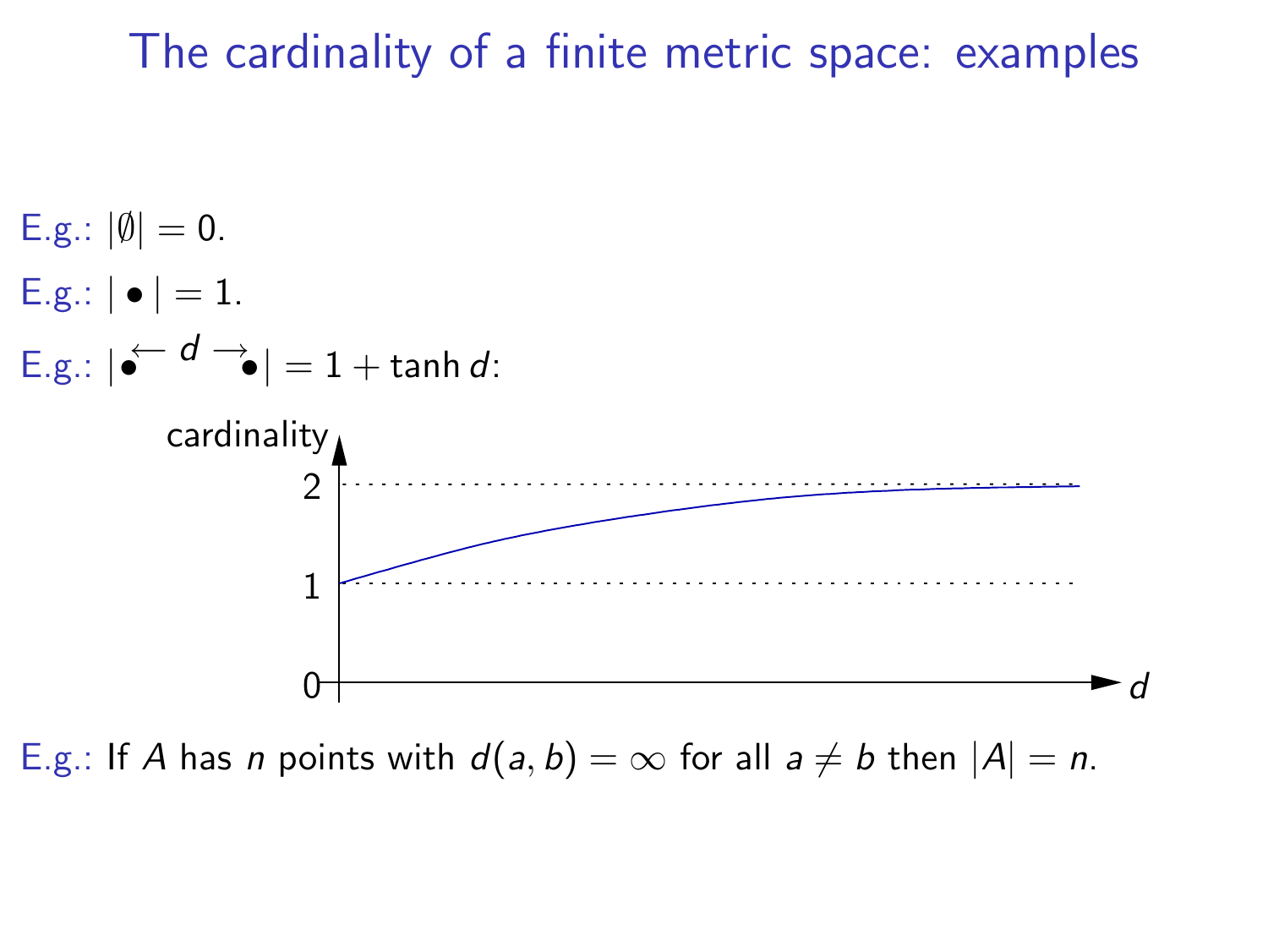# The cardinality of a finite metric space: examples

E.g.: $|\emptyset| = 0$.

E.g.: $|\bullet| = 1$.

E.g.: $|\bullet \overset{\leftarrow\ d\ \rightarrow}{\phantom{xx}} \bullet| = 1 + \tanh d$:

E.g.: If $A$ has $n$ points with $d(a, b) = \infty$ for all $a \neq b$ then $|A| = n$.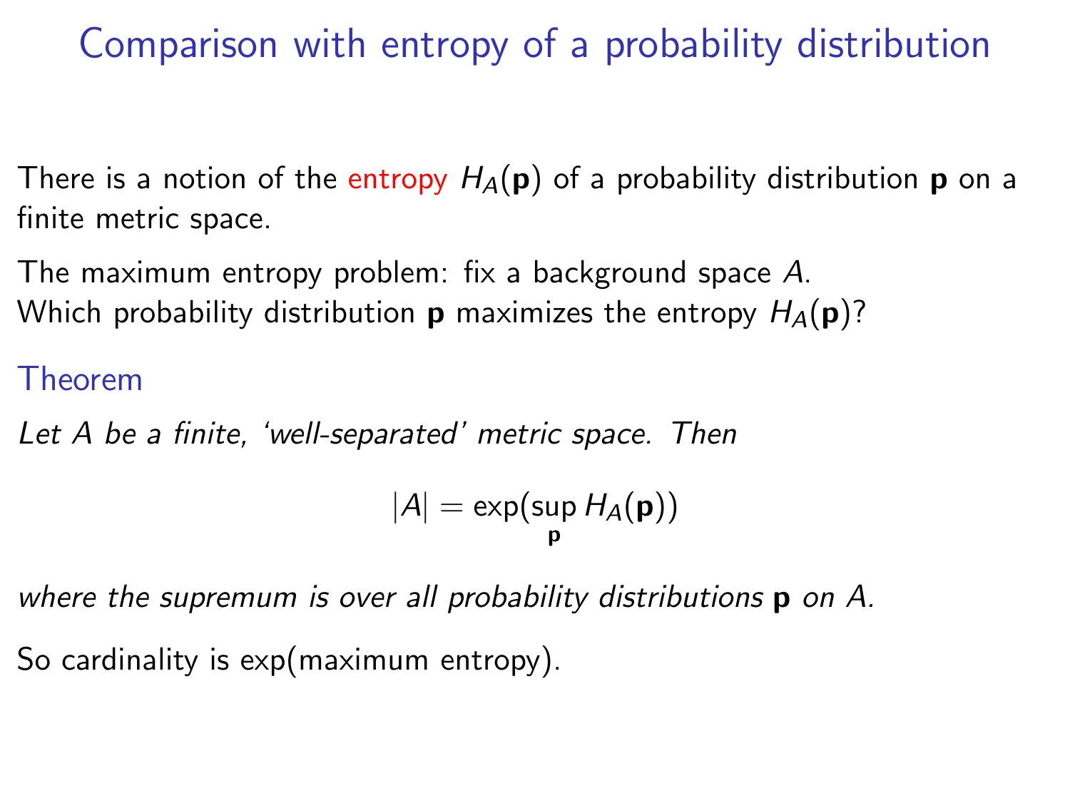# Comparison with entropy of a probability distribution

There is a notion of the entropy $H_A(\mathbf{p})$ of a probability distribution $\mathbf{p}$ on a finite metric space.

The maximum entropy problem: fix a background space $A$.
Which probability distribution $\mathbf{p}$ maximizes the entropy $H_A(\mathbf{p})$?

### Theorem

*Let $A$ be a finite, 'well-separated' metric space. Then*

$$|A| = \exp(\sup_{\mathbf{p}} H_A(\mathbf{p}))$$

*where the supremum is over all probability distributions $\mathbf{p}$ on $A$.*

So cardinality is exp(maximum entropy).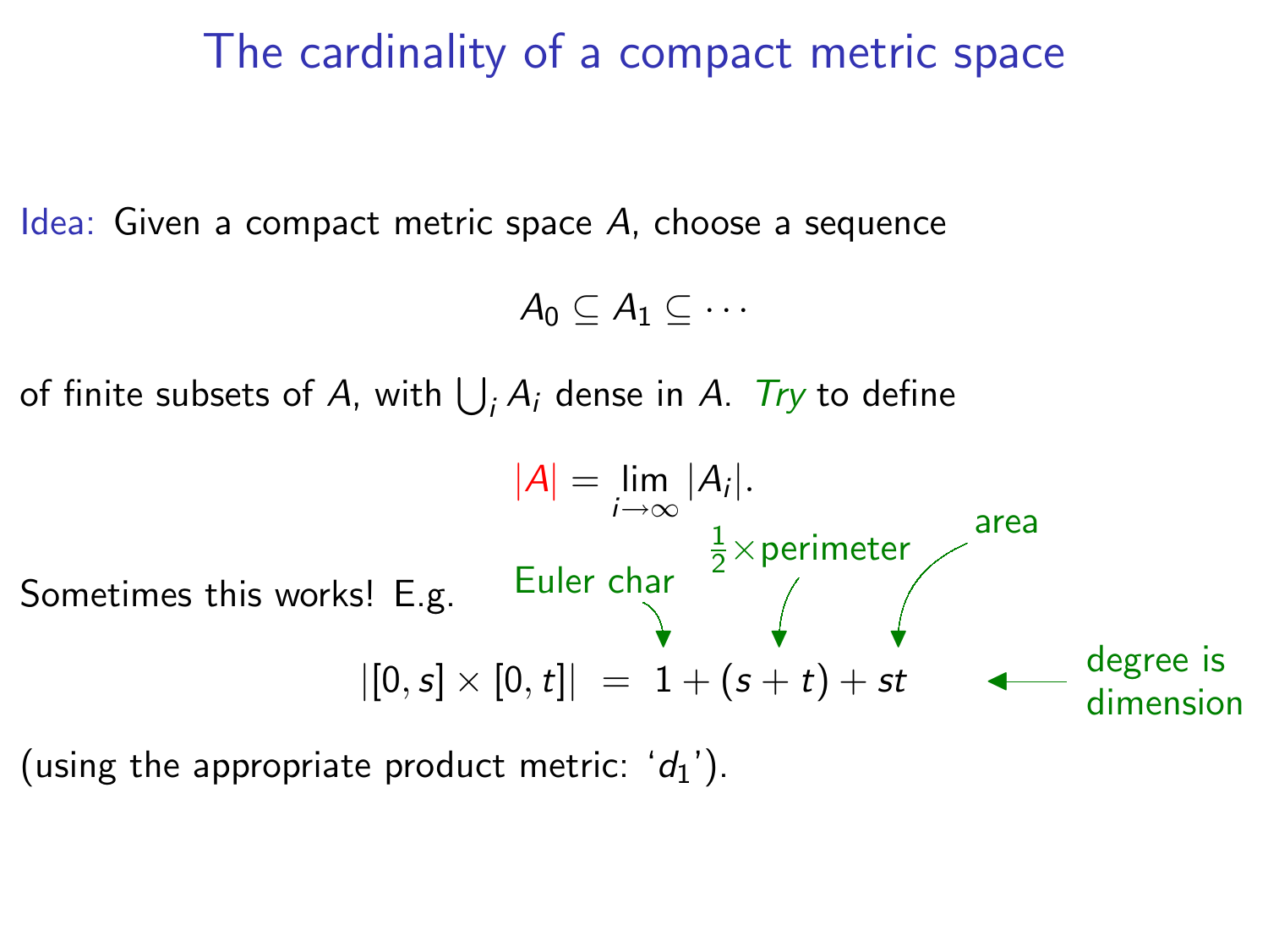# The cardinality of a compact metric space

Idea: Given a compact metric space $A$, choose a sequence

$$A_0 \subseteq A_1 \subseteq \cdots$$

of finite subsets of $A$, with $\bigcup_i A_i$ dense in $A$. *Try* to define

$$|A| = \lim_{i \to \infty} |A_i|.$$

Sometimes this works! E.g.

$$|[0,s] \times [0,t]| \;=\; 1 + (s+t) + st$$

(Euler char: $1$; $\frac{1}{2}\times$perimeter: $(s+t)$; area: $st$; degree is dimension)

(using the appropriate product metric: '$d_1$').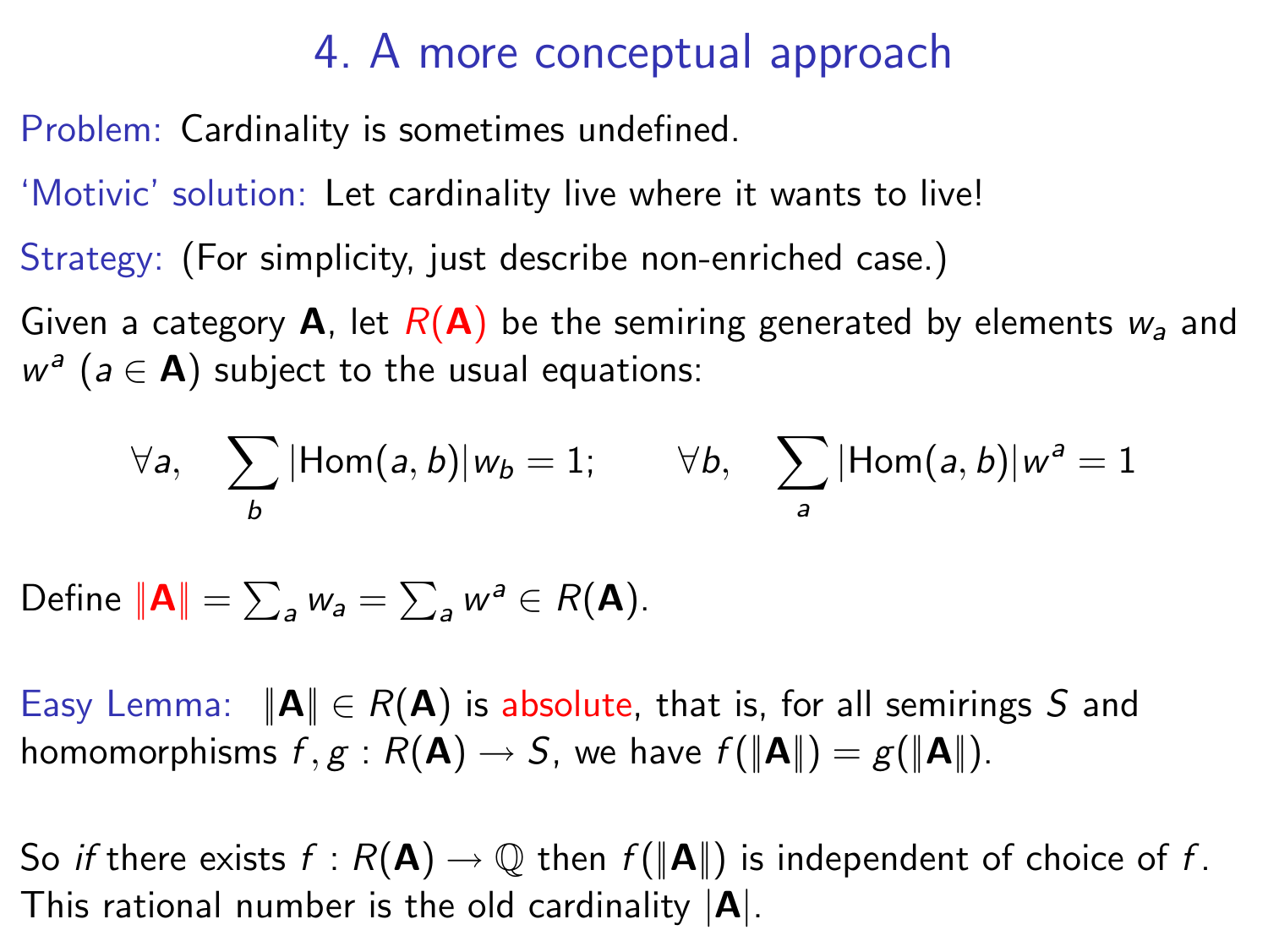# 4. A more conceptual approach

Problem: Cardinality is sometimes undefined.

'Motivic' solution: Let cardinality live where it wants to live!

Strategy: (For simplicity, just describe non-enriched case.)

Given a category $\mathbf{A}$, let $R(\mathbf{A})$ be the semiring generated by elements $w_a$ and $w^a$ ($a \in \mathbf{A}$) subject to the usual equations:

$$\forall a, \quad \sum_b |\mathrm{Hom}(a,b)| w_b = 1; \qquad \forall b, \quad \sum_a |\mathrm{Hom}(a,b)| w^a = 1$$

Define $\|\mathbf{A}\| = \sum_a w_a = \sum_a w^a \in R(\mathbf{A})$.

Easy Lemma: $\|\mathbf{A}\| \in R(\mathbf{A})$ is absolute, that is, for all semirings $S$ and homomorphisms $f, g : R(\mathbf{A}) \to S$, we have $f(\|\mathbf{A}\|) = g(\|\mathbf{A}\|)$.

So *if* there exists $f : R(\mathbf{A}) \to \mathbb{Q}$ then $f(\|\mathbf{A}\|)$ is independent of choice of $f$. This rational number is the old cardinality $|\mathbf{A}|$.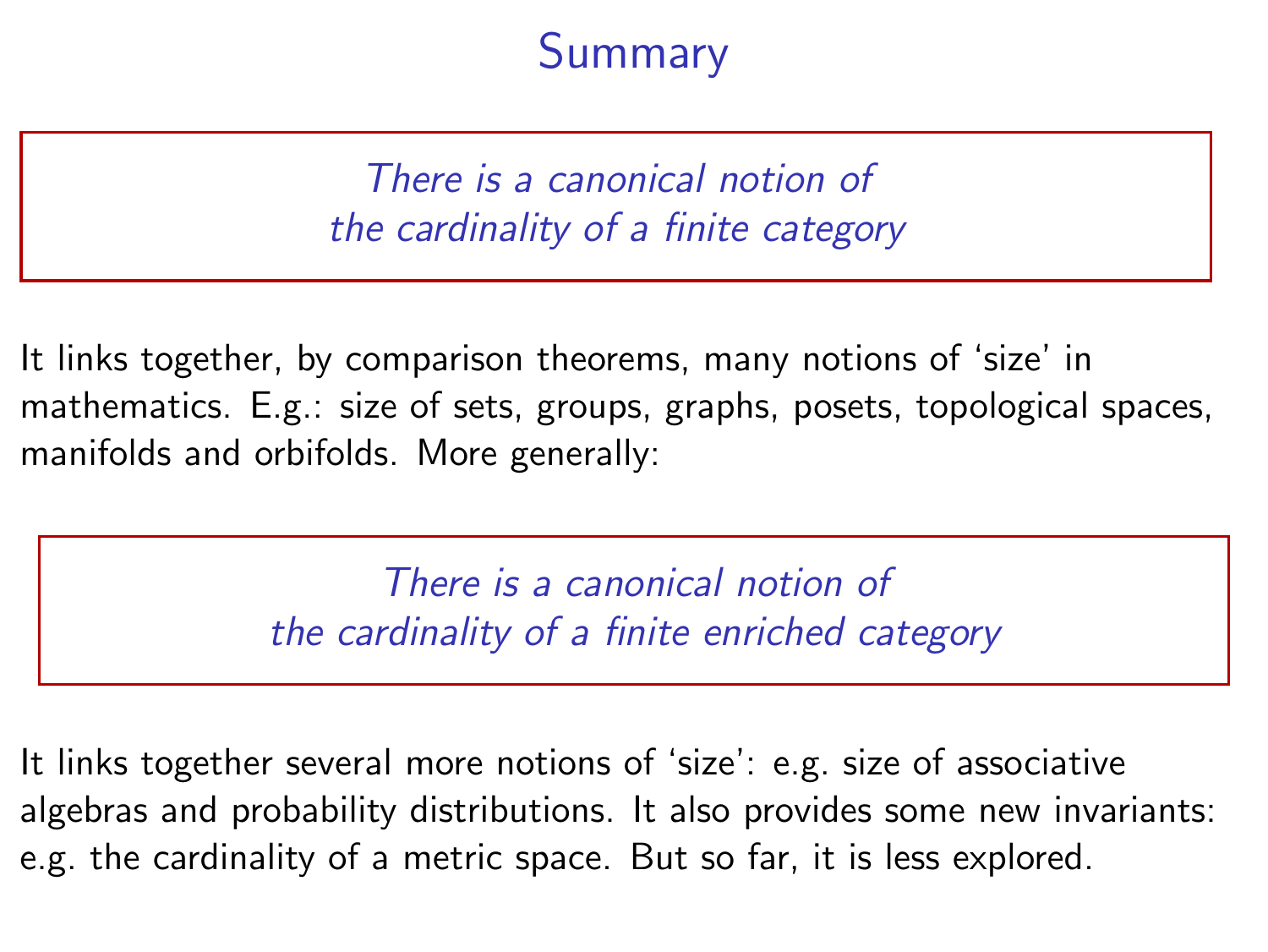# Summary

*There is a canonical notion of the cardinality of a finite category*

It links together, by comparison theorems, many notions of 'size' in mathematics. E.g.: size of sets, groups, graphs, posets, topological spaces, manifolds and orbifolds. More generally:

*There is a canonical notion of the cardinality of a finite enriched category*

It links together several more notions of 'size': e.g. size of associative algebras and probability distributions. It also provides some new invariants: e.g. the cardinality of a metric space. But so far, it is less explored.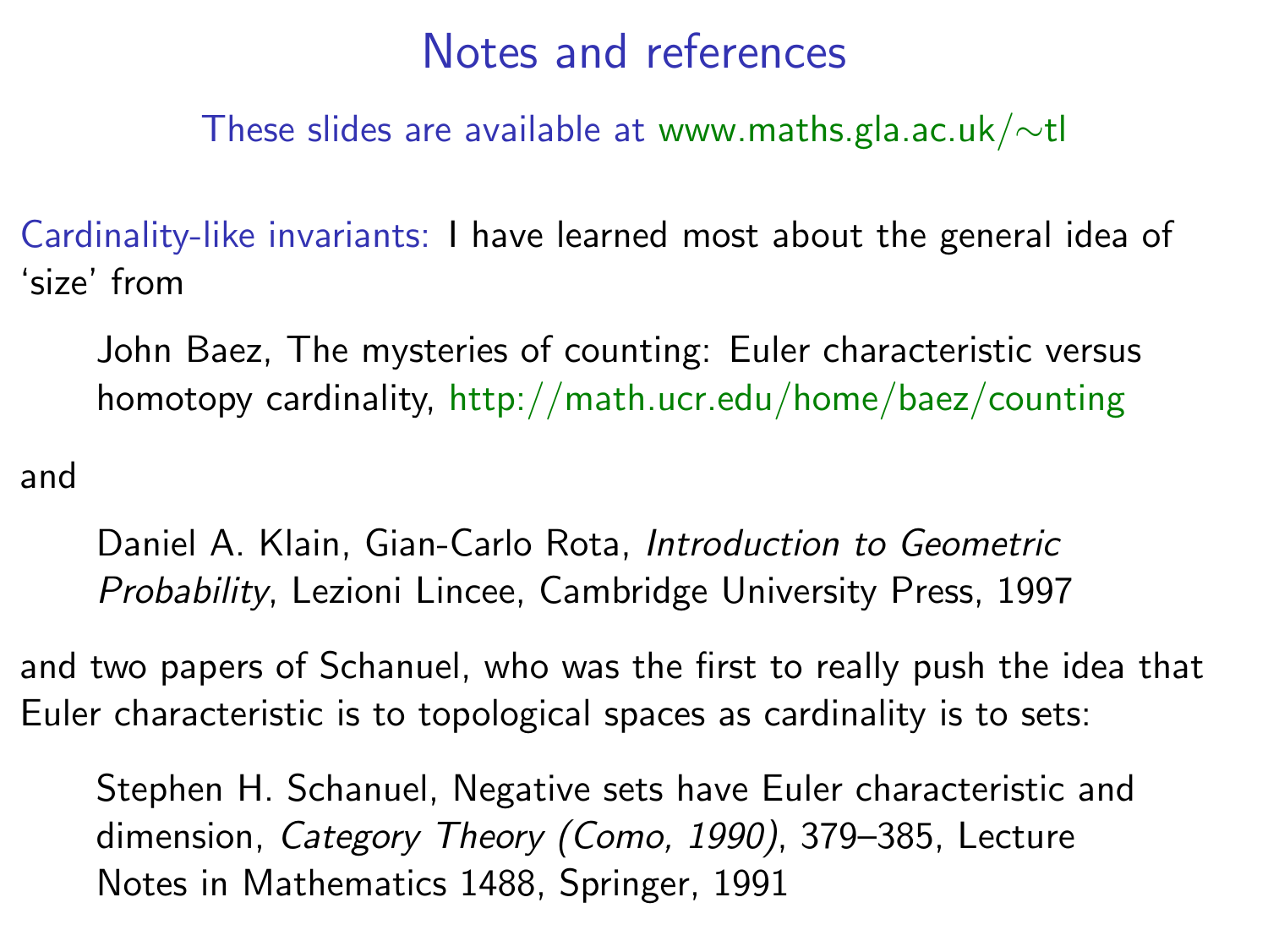# Notes and references

These slides are available at www.maths.gla.ac.uk/∼tl

Cardinality-like invariants: I have learned most about the general idea of 'size' from

> John Baez, The mysteries of counting: Euler characteristic versus homotopy cardinality, http://math.ucr.edu/home/baez/counting

and

> Daniel A. Klain, Gian-Carlo Rota, *Introduction to Geometric Probability*, Lezioni Lincee, Cambridge University Press, 1997

and two papers of Schanuel, who was the first to really push the idea that Euler characteristic is to topological spaces as cardinality is to sets:

> Stephen H. Schanuel, Negative sets have Euler characteristic and dimension, *Category Theory (Como, 1990)*, 379–385, Lecture Notes in Mathematics 1488, Springer, 1991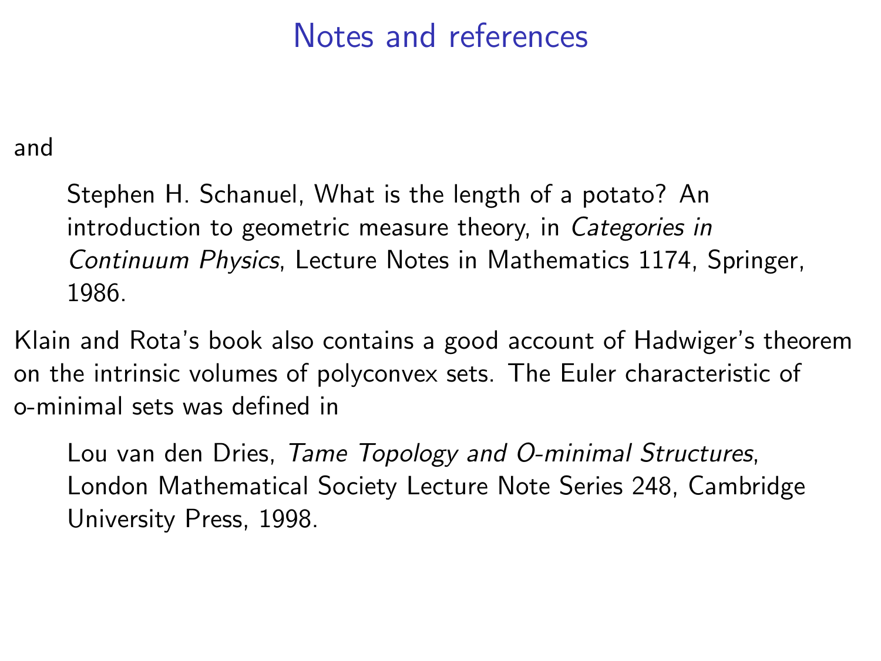# Notes and references

and

> Stephen H. Schanuel, What is the length of a potato? An introduction to geometric measure theory, in *Categories in Continuum Physics*, Lecture Notes in Mathematics 1174, Springer, 1986.

Klain and Rota's book also contains a good account of Hadwiger's theorem on the intrinsic volumes of polyconvex sets. The Euler characteristic of o-minimal sets was defined in

> Lou van den Dries, *Tame Topology and O-minimal Structures*, London Mathematical Society Lecture Note Series 248, Cambridge University Press, 1998.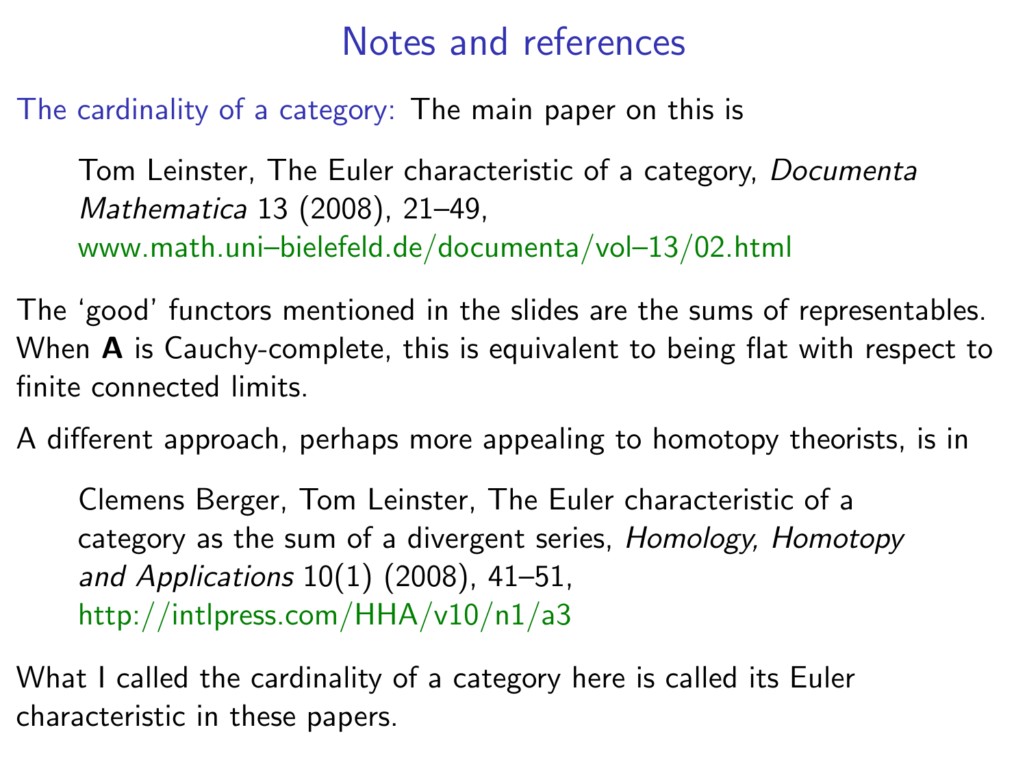# Notes and references

The cardinality of a category: The main paper on this is

> Tom Leinster, The Euler characteristic of a category, *Documenta Mathematica* 13 (2008), 21–49, www.math.uni–bielefeld.de/documenta/vol–13/02.html

The 'good' functors mentioned in the slides are the sums of representables. When **A** is Cauchy-complete, this is equivalent to being flat with respect to finite connected limits.

A different approach, perhaps more appealing to homotopy theorists, is in

> Clemens Berger, Tom Leinster, The Euler characteristic of a category as the sum of a divergent series, *Homology, Homotopy and Applications* 10(1) (2008), 41–51, http://intlpress.com/HHA/v10/n1/a3

What I called the cardinality of a category here is called its Euler characteristic in these papers.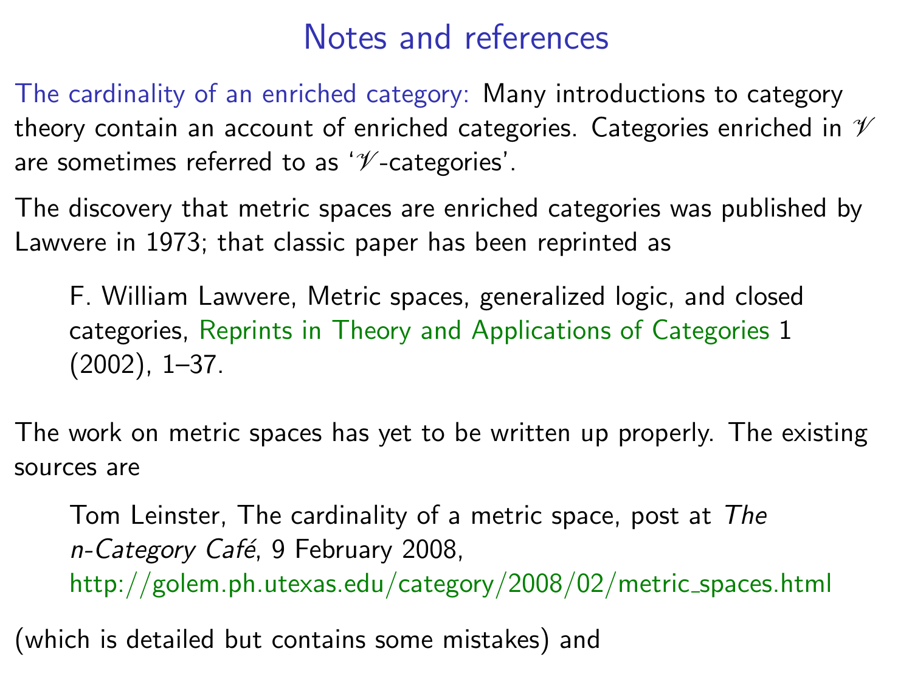# Notes and references

The cardinality of an enriched category: Many introductions to category theory contain an account of enriched categories. Categories enriched in $\mathscr{V}$ are sometimes referred to as '$\mathscr{V}$-categories'.

The discovery that metric spaces are enriched categories was published by Lawvere in 1973; that classic paper has been reprinted as

> F. William Lawvere, Metric spaces, generalized logic, and closed categories, Reprints in Theory and Applications of Categories 1 (2002), 1–37.

The work on metric spaces has yet to be written up properly. The existing sources are

> Tom Leinster, The cardinality of a metric space, post at *The n-Category Café*, 9 February 2008, http://golem.ph.utexas.edu/category/2008/02/metric_spaces.html

(which is detailed but contains some mistakes) and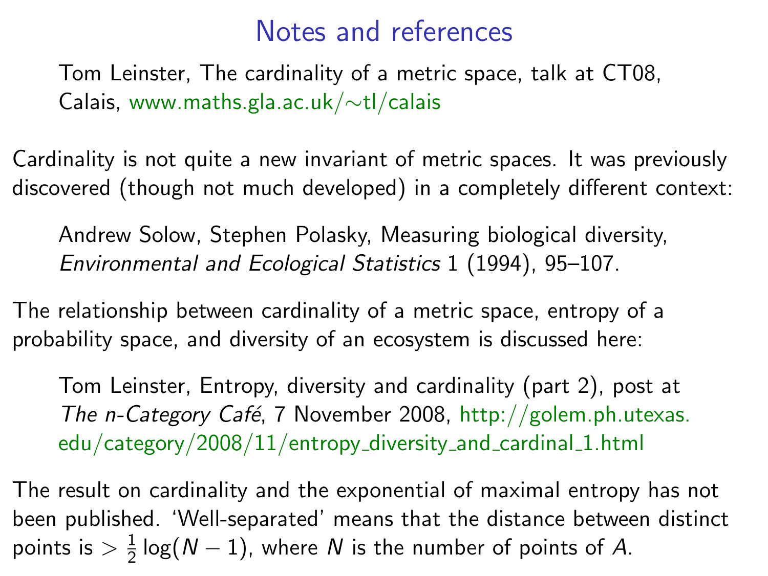# Notes and references

> Tom Leinster, The cardinality of a metric space, talk at CT08, Calais, www.maths.gla.ac.uk/∼tl/calais

Cardinality is not quite a new invariant of metric spaces. It was previously discovered (though not much developed) in a completely different context:

> Andrew Solow, Stephen Polasky, Measuring biological diversity, *Environmental and Ecological Statistics* 1 (1994), 95–107.

The relationship between cardinality of a metric space, entropy of a probability space, and diversity of an ecosystem is discussed here:

> Tom Leinster, Entropy, diversity and cardinality (part 2), post at *The n-Category Café*, 7 November 2008, http://golem.ph.utexas.edu/category/2008/11/entropy_diversity_and_cardinal_1.html

The result on cardinality and the exponential of maximal entropy has not been published. 'Well-separated' means that the distance between distinct points is $> \frac{1}{2}\log(N-1)$, where $N$ is the number of points of $A$.